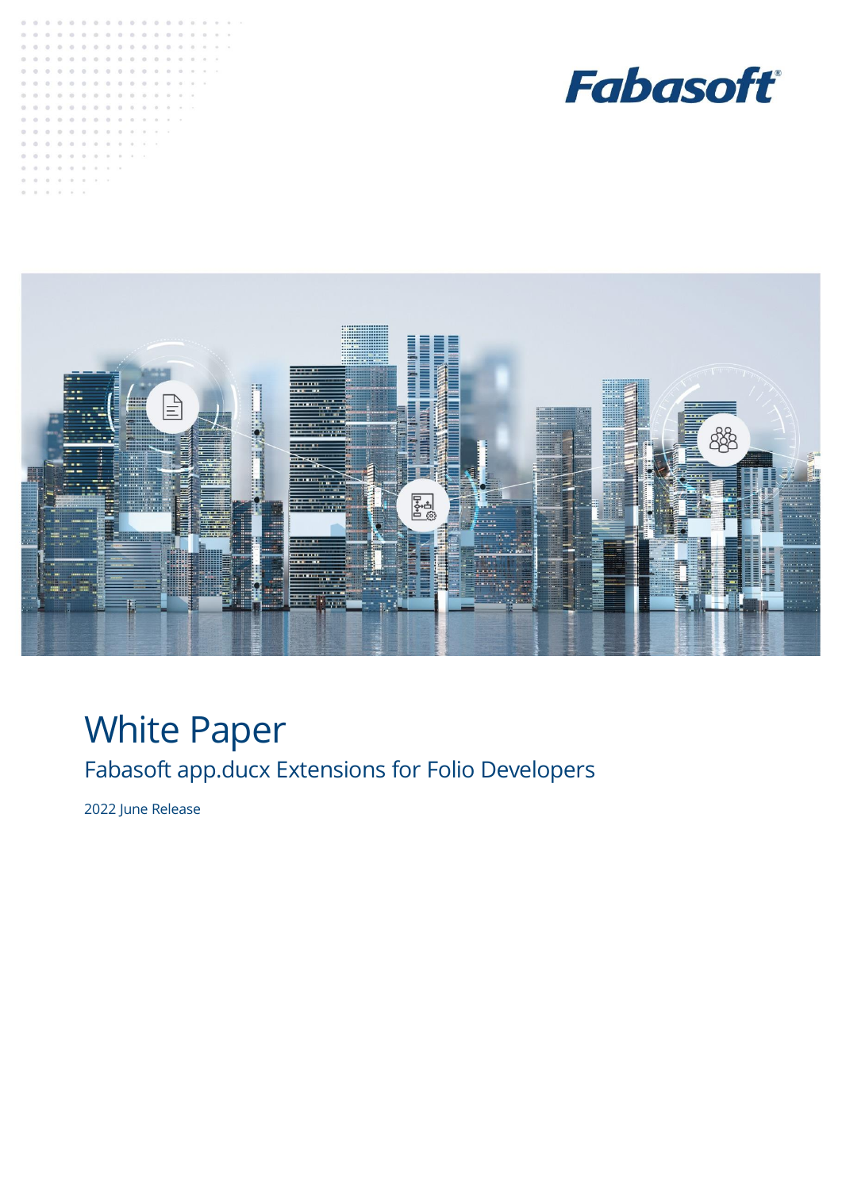Fabasoft

# White Paper

## Fabasoft app.ducx Extensions for Folio Developers

2022 June Release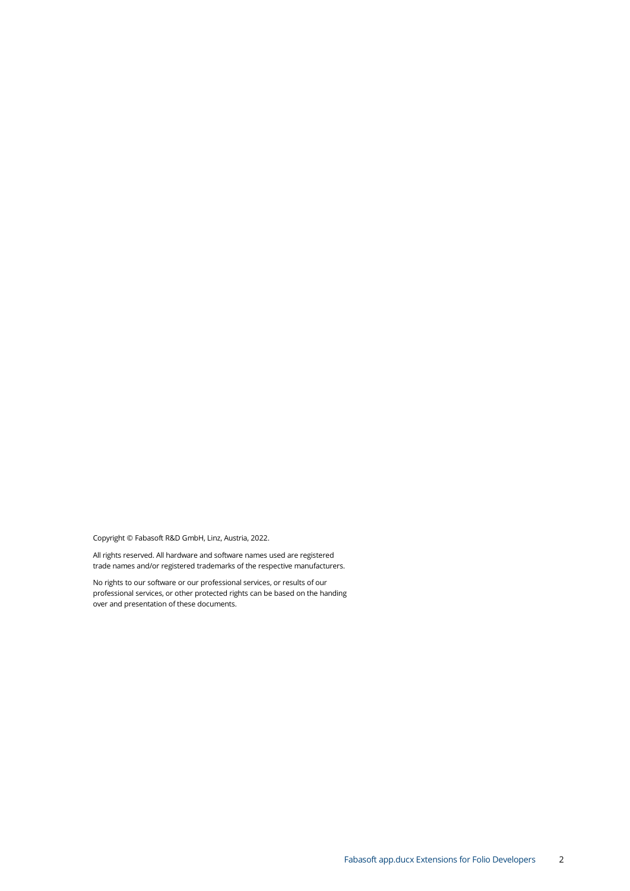Copyright © Fabasoft R&D GmbH, Linz, Austria, 2022.

All rights reserved. All hardware and software names used are registered trade names and/or registered trademarks of the respective manufacturers.

No rights to our software or our professional services, or results of our professional services, or other protected rights can be based on the handing over and presentation of these documents.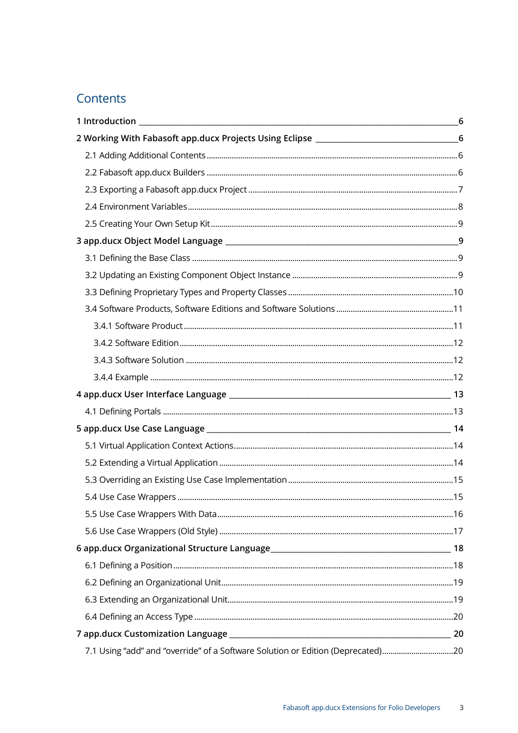# Contents

1 Introduction ........ 6

2 Working With Fabasoft app.ducx Projects Using Eclipse ........ 6

- 2.1 Adding Additional Contents ........ 6
- 2.2 Fabasoft app.ducx Builders ........ 6
- 2.3 Exporting a Fabasoft app.ducx Project ........ 7
- 2.4 Environment Variables ........ 8
- 2.5 Creating Your Own Setup Kit ........ 9

3 app.ducx Object Model Language ........ 9

- 3.1 Defining the Base Class ........ 9
- 3.2 Updating an Existing Component Object Instance ........ 9
- 3.3 Defining Proprietary Types and Property Classes ........ 10
- 3.4 Software Products, Software Editions and Software Solutions ........ 11
  - 3.4.1 Software Product ........ 11
  - 3.4.2 Software Edition ........ 12
  - 3.4.3 Software Solution ........ 12
  - 3.4.4 Example ........ 12

4 app.ducx User Interface Language ........ 13

- 4.1 Defining Portals ........ 13

5 app.ducx Use Case Language ........ 14

- 5.1 Virtual Application Context Actions ........ 14
- 5.2 Extending a Virtual Application ........ 14
- 5.3 Overriding an Existing Use Case Implementation ........ 15
- 5.4 Use Case Wrappers ........ 15
- 5.5 Use Case Wrappers With Data ........ 16
- 5.6 Use Case Wrappers (Old Style) ........ 17

6 app.ducx Organizational Structure Language ........ 18

- 6.1 Defining a Position ........ 18
- 6.2 Defining an Organizational Unit ........ 19
- 6.3 Extending an Organizational Unit ........ 19
- 6.4 Defining an Access Type ........ 20

7 app.ducx Customization Language ........ 20

- 7.1 Using “add” and “override” of a Software Solution or Edition (Deprecated) ........ 20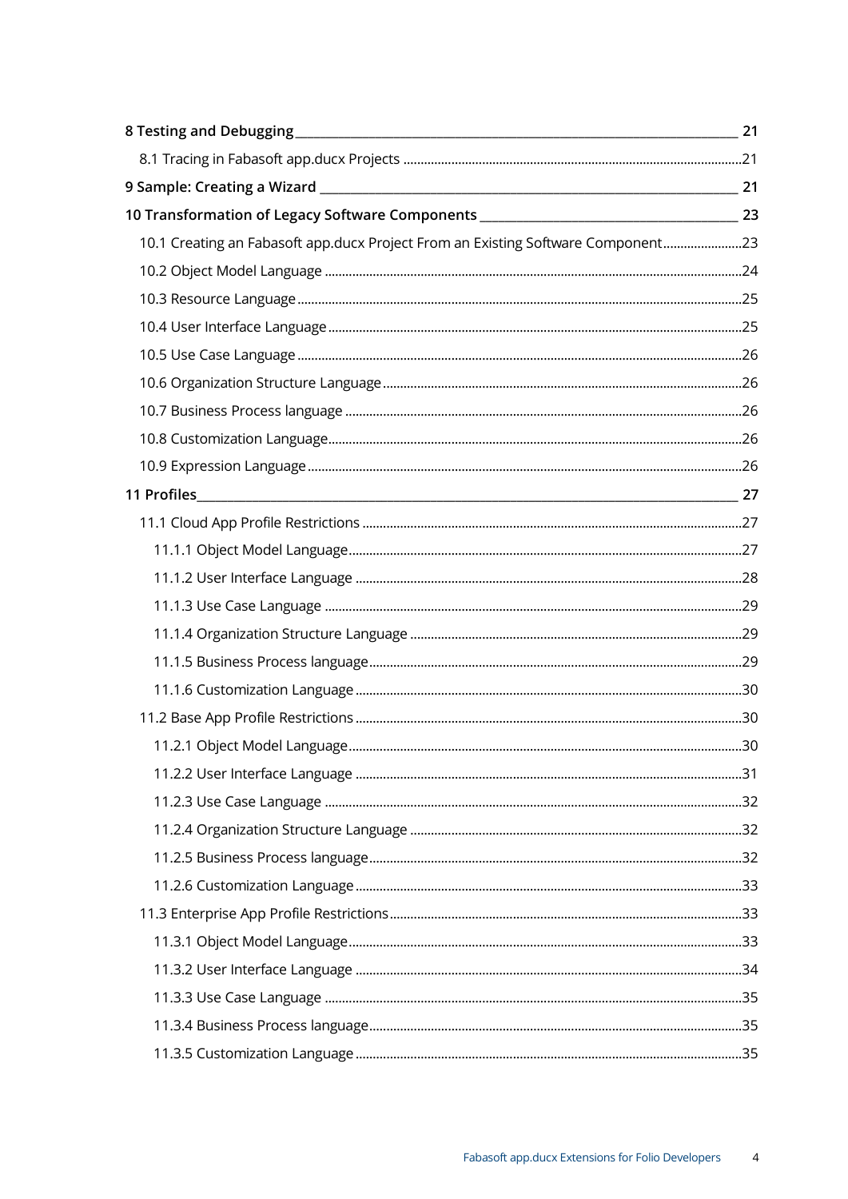8 Testing and Debugging ........ 21

- 8.1 Tracing in Fabasoft app.ducx Projects ........ 21

9 Sample: Creating a Wizard ........ 21

10 Transformation of Legacy Software Components ........ 23

- 10.1 Creating an Fabasoft app.ducx Project From an Existing Software Component ........ 23
- 10.2 Object Model Language ........ 24
- 10.3 Resource Language ........ 25
- 10.4 User Interface Language ........ 25
- 10.5 Use Case Language ........ 26
- 10.6 Organization Structure Language ........ 26
- 10.7 Business Process language ........ 26
- 10.8 Customization Language ........ 26
- 10.9 Expression Language ........ 26

11 Profiles ........ 27

- 11.1 Cloud App Profile Restrictions ........ 27
  - 11.1.1 Object Model Language ........ 27
  - 11.1.2 User Interface Language ........ 28
  - 11.1.3 Use Case Language ........ 29
  - 11.1.4 Organization Structure Language ........ 29
  - 11.1.5 Business Process language ........ 29
  - 11.1.6 Customization Language ........ 30
- 11.2 Base App Profile Restrictions ........ 30
  - 11.2.1 Object Model Language ........ 30
  - 11.2.2 User Interface Language ........ 31
  - 11.2.3 Use Case Language ........ 32
  - 11.2.4 Organization Structure Language ........ 32
  - 11.2.5 Business Process language ........ 32
  - 11.2.6 Customization Language ........ 33
- 11.3 Enterprise App Profile Restrictions ........ 33
  - 11.3.1 Object Model Language ........ 33
  - 11.3.2 User Interface Language ........ 34
  - 11.3.3 Use Case Language ........ 35
  - 11.3.4 Business Process language ........ 35
  - 11.3.5 Customization Language ........ 35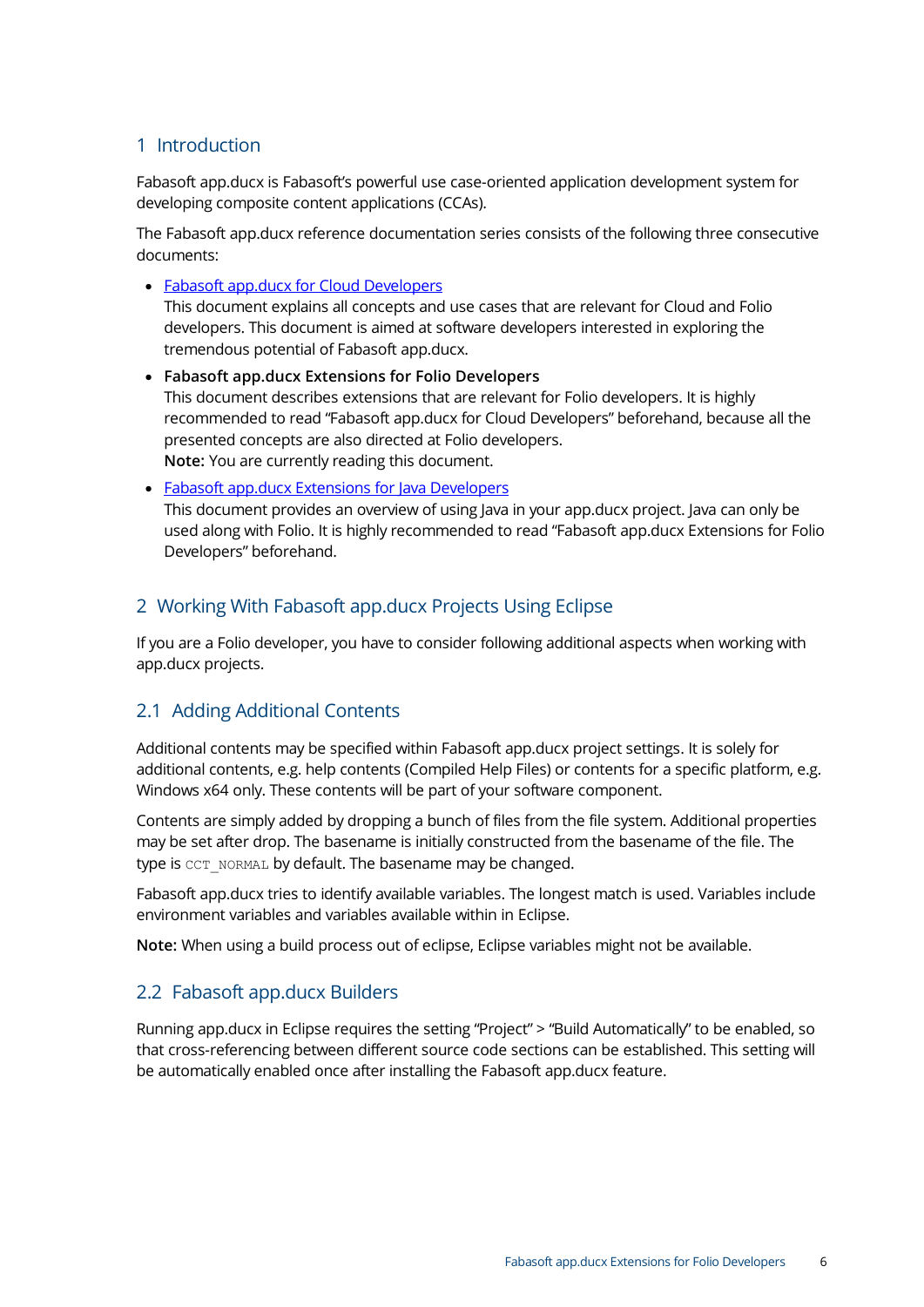# 1 Introduction

Fabasoft app.ducx is Fabasoft's powerful use case-oriented application development system for developing composite content applications (CCAs).

The Fabasoft app.ducx reference documentation series consists of the following three consecutive documents:

- Fabasoft app.ducx for Cloud Developers
  This document explains all concepts and use cases that are relevant for Cloud and Folio developers. This document is aimed at software developers interested in exploring the tremendous potential of Fabasoft app.ducx.
- **Fabasoft app.ducx Extensions for Folio Developers**
  This document describes extensions that are relevant for Folio developers. It is highly recommended to read "Fabasoft app.ducx for Cloud Developers" beforehand, because all the presented concepts are also directed at Folio developers.
  **Note:** You are currently reading this document.
- Fabasoft app.ducx Extensions for Java Developers
  This document provides an overview of using Java in your app.ducx project. Java can only be used along with Folio. It is highly recommended to read "Fabasoft app.ducx Extensions for Folio Developers" beforehand.

# 2 Working With Fabasoft app.ducx Projects Using Eclipse

If you are a Folio developer, you have to consider following additional aspects when working with app.ducx projects.

## 2.1 Adding Additional Contents

Additional contents may be specified within Fabasoft app.ducx project settings. It is solely for additional contents, e.g. help contents (Compiled Help Files) or contents for a specific platform, e.g. Windows x64 only. These contents will be part of your software component.

Contents are simply added by dropping a bunch of files from the file system. Additional properties may be set after drop. The basename is initially constructed from the basename of the file. The type is `CCT_NORMAL` by default. The basename may be changed.

Fabasoft app.ducx tries to identify available variables. The longest match is used. Variables include environment variables and variables available within in Eclipse.

**Note:** When using a build process out of eclipse, Eclipse variables might not be available.

## 2.2 Fabasoft app.ducx Builders

Running app.ducx in Eclipse requires the setting "Project" > "Build Automatically" to be enabled, so that cross-referencing between different source code sections can be established. This setting will be automatically enabled once after installing the Fabasoft app.ducx feature.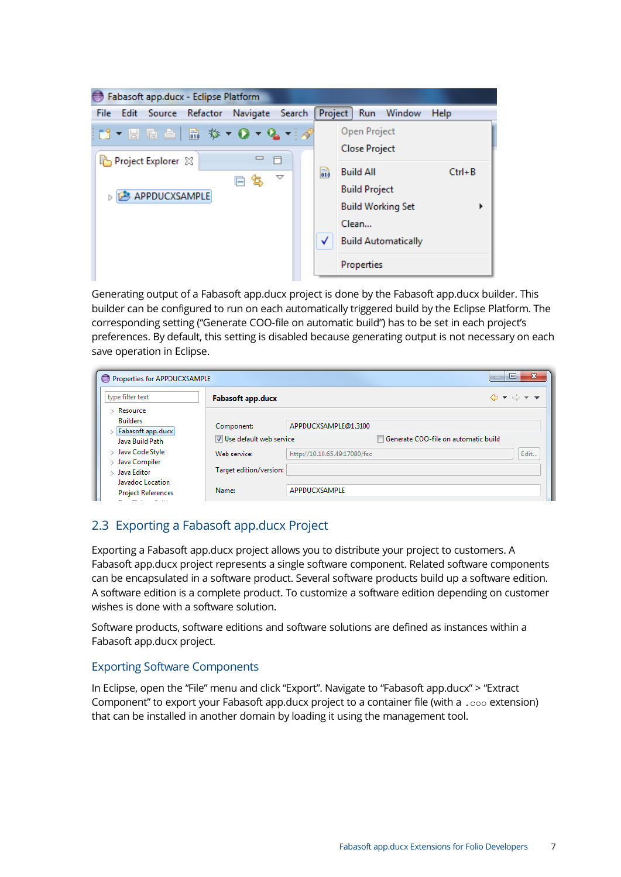Generating output of a Fabasoft app.ducx project is done by the Fabasoft app.ducx builder. This builder can be configured to run on each automatically triggered build by the Eclipse Platform. The corresponding setting ("Generate COO-file on automatic build") has to be set in each project's preferences. By default, this setting is disabled because generating output is not necessary on each save operation in Eclipse.

## 2.3 Exporting a Fabasoft app.ducx Project

Exporting a Fabasoft app.ducx project allows you to distribute your project to customers. A Fabasoft app.ducx project represents a single software component. Related software components can be encapsulated in a software product. Several software products build up a software edition. A software edition is a complete product. To customize a software edition depending on customer wishes is done with a software solution.

Software products, software editions and software solutions are defined as instances within a Fabasoft app.ducx project.

### Exporting Software Components

In Eclipse, open the "File" menu and click "Export". Navigate to "Fabasoft app.ducx" > "Extract Component" to export your Fabasoft app.ducx project to a container file (with a `.coo` extension) that can be installed in another domain by loading it using the management tool.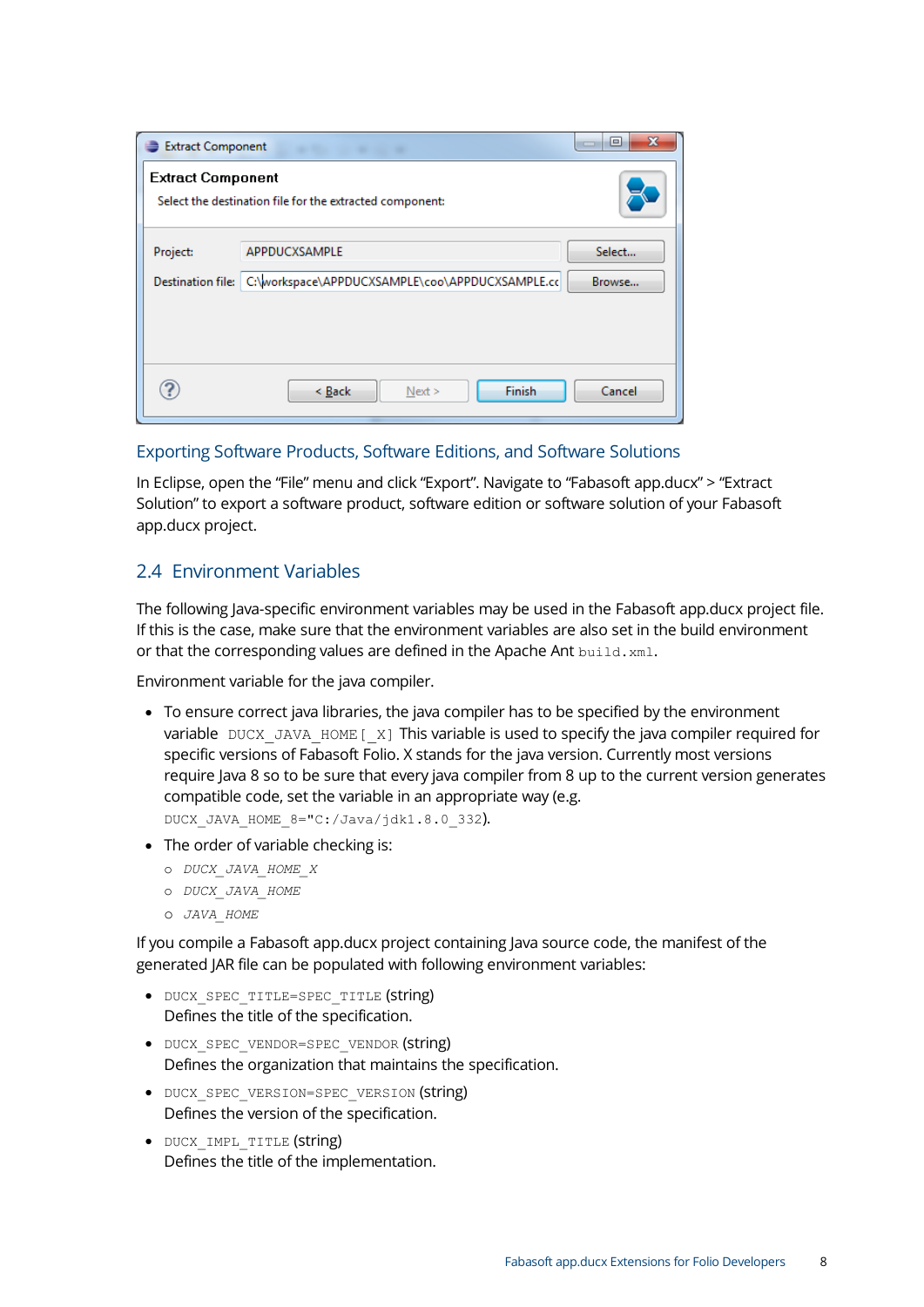### Exporting Software Products, Software Editions, and Software Solutions

In Eclipse, open the “File” menu and click “Export”. Navigate to “Fabasoft app.ducx” > “Extract Solution” to export a software product, software edition or software solution of your Fabasoft app.ducx project.

## 2.4 Environment Variables

The following Java-specific environment variables may be used in the Fabasoft app.ducx project file. If this is the case, make sure that the environment variables are also set in the build environment or that the corresponding values are defined in the Apache Ant `build.xml`.

Environment variable for the java compiler.

- To ensure correct java libraries, the java compiler has to be specified by the environment variable `DUCX_JAVA_HOME[_X]` This variable is used to specify the java compiler required for specific versions of Fabasoft Folio. X stands for the java version. Currently most versions require Java 8 so to be sure that every java compiler from 8 up to the current version generates compatible code, set the variable in an appropriate way (e.g. `DUCX_JAVA_HOME_8="C:/Java/jdk1.8.0_332`).
- The order of variable checking is:
  - *DUCX_JAVA_HOME_X*
  - *DUCX_JAVA_HOME*
  - *JAVA_HOME*

If you compile a Fabasoft app.ducx project containing Java source code, the manifest of the generated JAR file can be populated with following environment variables:

- `DUCX_SPEC_TITLE=SPEC_TITLE` (string)
  Defines the title of the specification.
- `DUCX_SPEC_VENDOR=SPEC_VENDOR` (string)
  Defines the organization that maintains the specification.
- `DUCX_SPEC_VERSION=SPEC_VERSION` (string)
  Defines the version of the specification.
- `DUCX_IMPL_TITLE` (string)
  Defines the title of the implementation.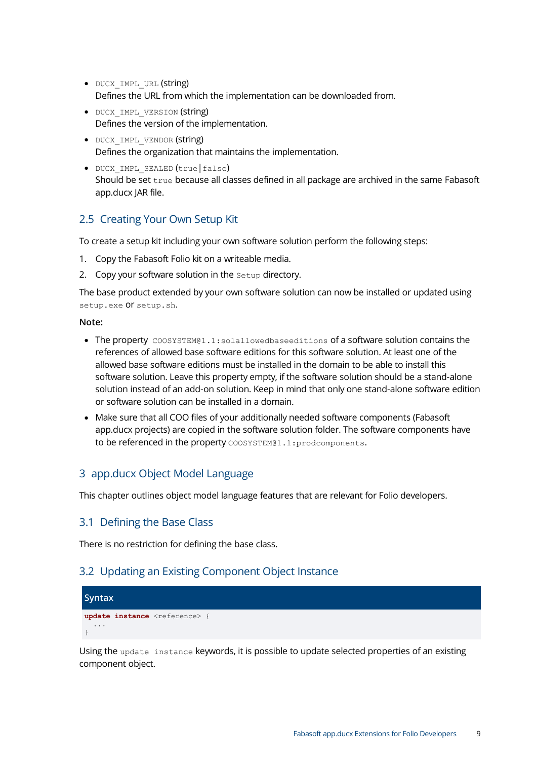- `DUCX_IMPL_URL` (string)
  Defines the URL from which the implementation can be downloaded from.
- `DUCX_IMPL_VERSION` (string)
  Defines the version of the implementation.
- `DUCX_IMPL_VENDOR` (string)
  Defines the organization that maintains the implementation.
- `DUCX_IMPL_SEALED` (`true`|`false`)
  Should be set `true` because all classes defined in all package are archived in the same Fabasoft app.ducx JAR file.

## 2.5 Creating Your Own Setup Kit

To create a setup kit including your own software solution perform the following steps:

1. Copy the Fabasoft Folio kit on a writeable media.
2. Copy your software solution in the `Setup` directory.

The base product extended by your own software solution can now be installed or updated using `setup.exe` or `setup.sh`.

**Note:**

- The property `COOSYSTEM@1.1:solallowedbaseeditions` of a software solution contains the references of allowed base software editions for this software solution. At least one of the allowed base software editions must be installed in the domain to be able to install this software solution. Leave this property empty, if the software solution should be a stand-alone solution instead of an add-on solution. Keep in mind that only one stand-alone software edition or software solution can be installed in a domain.
- Make sure that all COO files of your additionally needed software components (Fabasoft app.ducx projects) are copied in the software solution folder. The software components have to be referenced in the property `COOSYSTEM@1.1:prodcomponents`.

# 3 app.ducx Object Model Language

This chapter outlines object model language features that are relevant for Folio developers.

## 3.1 Defining the Base Class

There is no restriction for defining the base class.

## 3.2 Updating an Existing Component Object Instance

**Syntax**

```
update instance <reference> {
  ...
}
```

Using the `update instance` keywords, it is possible to update selected properties of an existing component object.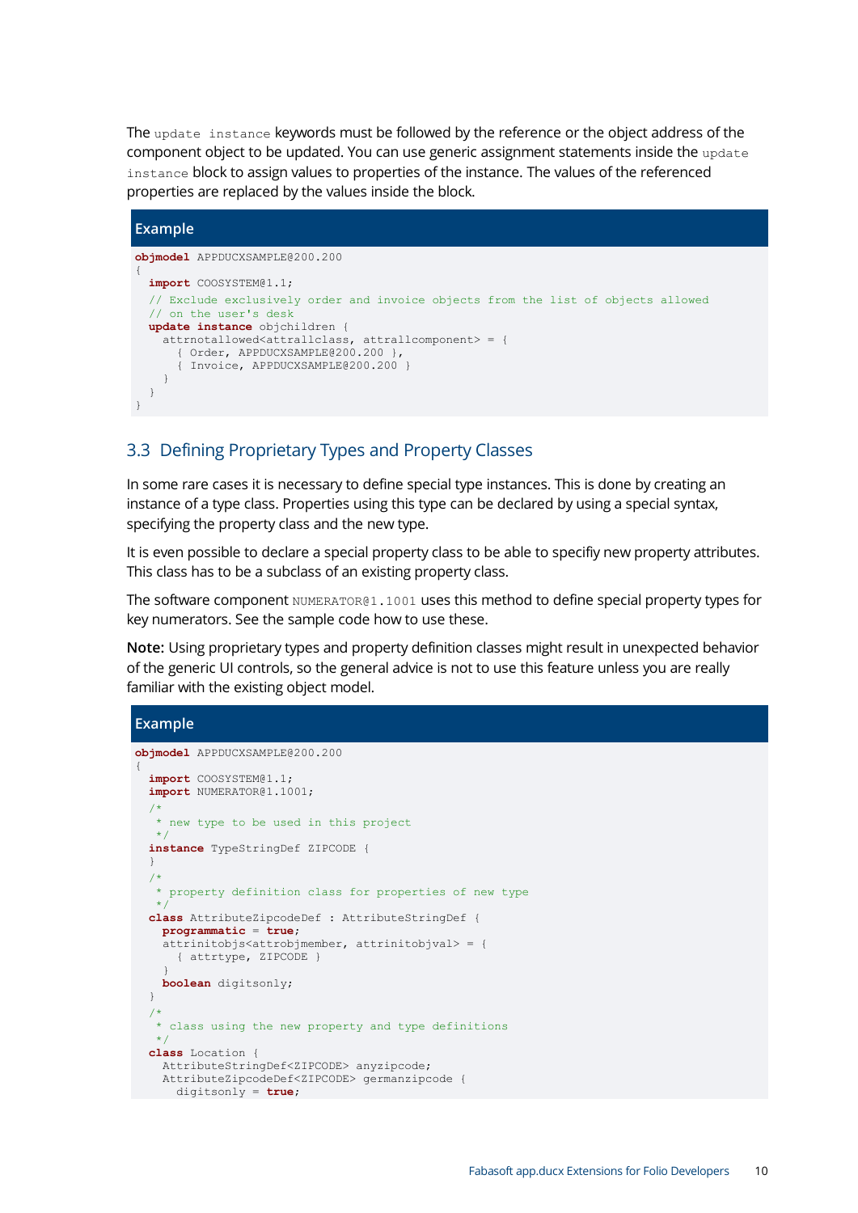The `update instance` keywords must be followed by the reference or the object address of the component object to be updated. You can use generic assignment statements inside the `update instance` block to assign values to properties of the instance. The values of the referenced properties are replaced by the values inside the block.

**Example**

```
objmodel APPDUCXSAMPLE@200.200
{
  import COOSYSTEM@1.1;
  // Exclude exclusively order and invoice objects from the list of objects allowed
  // on the user's desk
  update instance objchildren {
    attrnotallowed<attrallclass, attrallcomponent> = {
      { Order, APPDUCXSAMPLE@200.200 },
      { Invoice, APPDUCXSAMPLE@200.200 }
    }
  }
}
```

## 3.3 Defining Proprietary Types and Property Classes

In some rare cases it is necessary to define special type instances. This is done by creating an instance of a type class. Properties using this type can be declared by using a special syntax, specifying the property class and the new type.

It is even possible to declare a special property class to be able to specifiy new property attributes. This class has to be a subclass of an existing property class.

The software component `NUMERATOR@1.1001` uses this method to define special property types for key numerators. See the sample code how to use these.

**Note:** Using proprietary types and property definition classes might result in unexpected behavior of the generic UI controls, so the general advice is not to use this feature unless you are really familiar with the existing object model.

**Example**

```
objmodel APPDUCXSAMPLE@200.200
{
  import COOSYSTEM@1.1;
  import NUMERATOR@1.1001;
  /*
   * new type to be used in this project
   */
  instance TypeStringDef ZIPCODE {
  }
  /*
   * property definition class for properties of new type
   */
  class AttributeZipcodeDef : AttributeStringDef {
    programmatic = true;
    attrinitobjs<attrobjmember, attrinitobjval> = {
      { attrtype, ZIPCODE }
    }
    boolean digitsonly;
  }
  /*
   * class using the new property and type definitions
   */
  class Location {
    AttributeStringDef<ZIPCODE> anyzipcode;
    AttributeZipcodeDef<ZIPCODE> germanzipcode {
      digitsonly = true;
```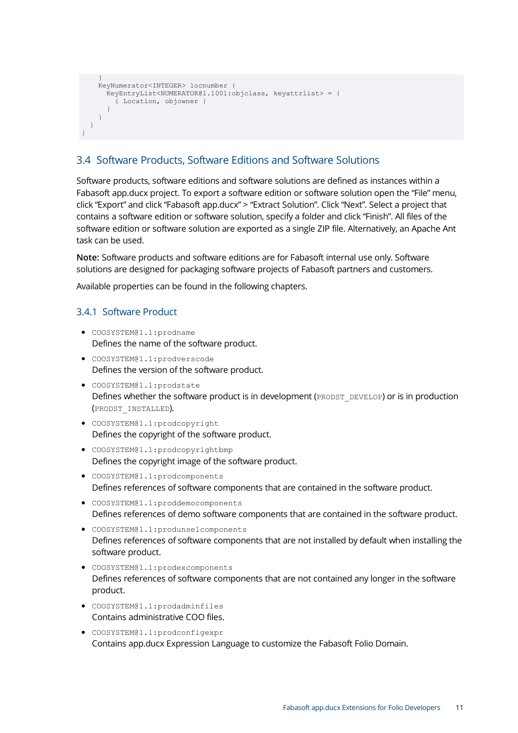```
    }
    KeyNumerator<INTEGER> locnumber {
      KeyEntryList<NUMERATOR@1.1001:objclass, keyattrlist> = {
        { Location, objowner }
      }
    }
  }
}
```

## 3.4 Software Products, Software Editions and Software Solutions

Software products, software editions and software solutions are defined as instances within a Fabasoft app.ducx project. To export a software edition or software solution open the “File” menu, click “Export” and click “Fabasoft app.ducx” > “Extract Solution”. Click “Next”. Select a project that contains a software edition or software solution, specify a folder and click “Finish”. All files of the software edition or software solution are exported as a single ZIP file. Alternatively, an Apache Ant task can be used.

**Note:** Software products and software editions are for Fabasoft internal use only. Software solutions are designed for packaging software projects of Fabasoft partners and customers.

Available properties can be found in the following chapters.

### 3.4.1 Software Product

- `COOSYSTEM@1.1:prodname`
  Defines the name of the software product.
- `COOSYSTEM@1.1:prodverscode`
  Defines the version of the software product.
- `COOSYSTEM@1.1:prodstate`
  Defines whether the software product is in development (`PRODST_DEVELOP`) or is in production (`PRODST_INSTALLED`).
- `COOSYSTEM@1.1:prodcopyright`
  Defines the copyright of the software product.
- `COOSYSTEM@1.1:prodcopyrightbmp`
  Defines the copyright image of the software product.
- `COOSYSTEM@1.1:prodcomponents`
  Defines references of software components that are contained in the software product.
- `COOSYSTEM@1.1:proddemocomponents`
  Defines references of demo software components that are contained in the software product.
- `COOSYSTEM@1.1:produnselcomponents`
  Defines references of software components that are not installed by default when installing the software product.
- `COOSYSTEM@1.1:prodexcomponents`
  Defines references of software components that are not contained any longer in the software product.
- `COOSYSTEM@1.1:prodadminfiles`
  Contains administrative COO files.
- `COOSYSTEM@1.1:prodconfigexpr`
  Contains app.ducx Expression Language to customize the Fabasoft Folio Domain.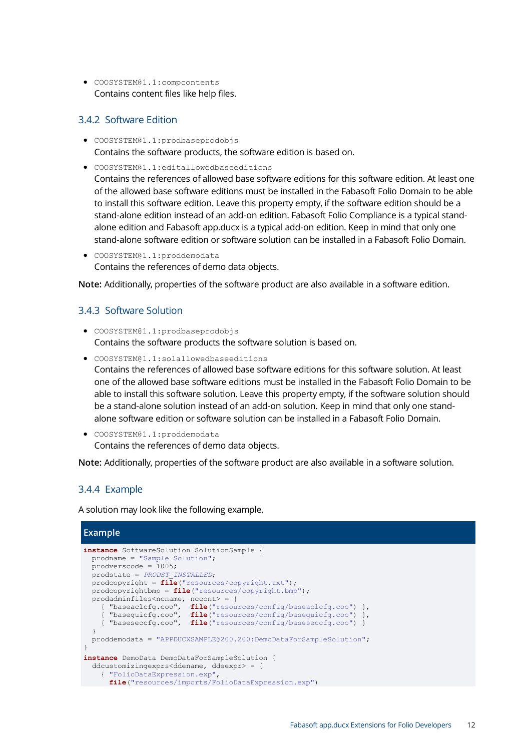- `COOSYSTEM@1.1:compcontents`
  Contains content files like help files.

### 3.4.2 Software Edition

- `COOSYSTEM@1.1:prodbaseprodobjs`
  Contains the software products, the software edition is based on.
- `COOSYSTEM@1.1:editallowedbaseeditions`
  Contains the references of allowed base software editions for this software edition. At least one of the allowed base software editions must be installed in the Fabasoft Folio Domain to be able to install this software edition. Leave this property empty, if the software edition should be a stand-alone edition instead of an add-on edition. Fabasoft Folio Compliance is a typical stand-alone edition and Fabasoft app.ducx is a typical add-on edition. Keep in mind that only one stand-alone software edition or software solution can be installed in a Fabasoft Folio Domain.
- `COOSYSTEM@1.1:proddemodata`
  Contains the references of demo data objects.

**Note:** Additionally, properties of the software product are also available in a software edition.

### 3.4.3 Software Solution

- `COOSYSTEM@1.1:prodbaseprodobjs`
  Contains the software products the software solution is based on.
- `COOSYSTEM@1.1:solallowedbaseeditions`
  Contains the references of allowed base software editions for this software solution. At least one of the allowed base software editions must be installed in the Fabasoft Folio Domain to be able to install this software solution. Leave this property empty, if the software solution should be a stand-alone solution instead of an add-on solution. Keep in mind that only one stand-alone software edition or software solution can be installed in a Fabasoft Folio Domain.
- `COOSYSTEM@1.1:proddemodata`
  Contains the references of demo data objects.

**Note:** Additionally, properties of the software product are also available in a software solution.

### 3.4.4 Example

A solution may look like the following example.

**Example**

```
instance SoftwareSolution SolutionSample {
  prodname = "Sample Solution";
  prodverscode = 1005;
  prodstate = PRODST_INSTALLED;
  prodcopyright = file("resources/copyright.txt");
  prodcopyrightbmp = file("resources/copyright.bmp");
  prodadminfiles<ncname, nccont> = {
    { "baseaclcfg.coo",  file("resources/config/baseaclcfg.coo") },
    { "baseguicfg.coo",  file("resources/config/baseguicfg.coo") },
    { "baseseccfg.coo",  file("resources/config/baseseccfg.coo") }
  }
  proddemodata = "APPDUCXSAMPLE@200.200:DemoDataForSampleSolution";
}
instance DemoData DemoDataForSampleSolution {
  ddcustomizingexprs<ddename, ddeexpr> = {
    { "FolioDataExpression.exp",
      file("resources/imports/FolioDataExpression.exp")
```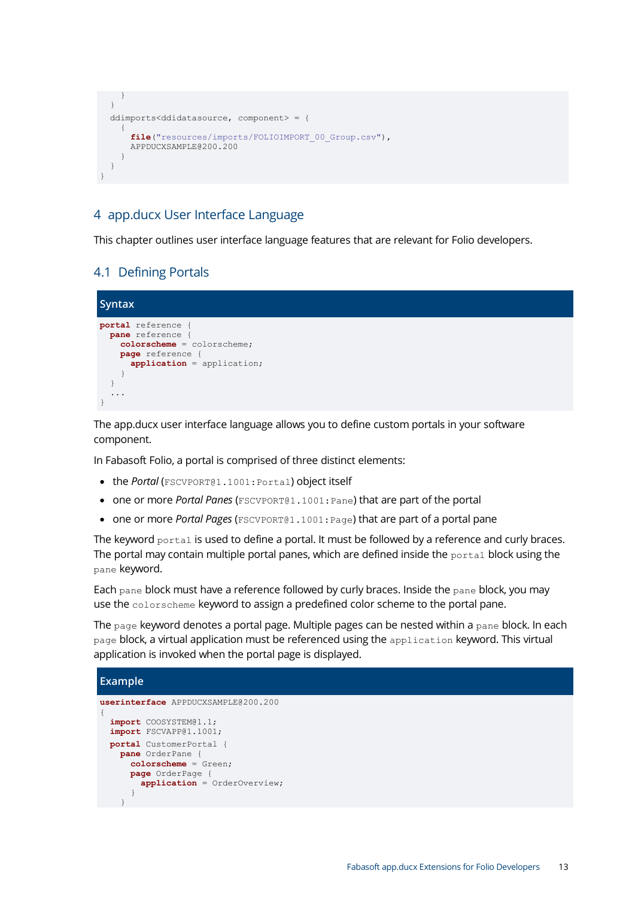```
    }
  }
  ddimports<ddidatasource, component> = {
    {
      file("resources/imports/FOLIOIMPORT_00_Group.csv"),
      APPDUCXSAMPLE@200.200
    }
  }
}
```

# 4 app.ducx User Interface Language

This chapter outlines user interface language features that are relevant for Folio developers.

## 4.1 Defining Portals

**Syntax**

```
portal reference {
  pane reference {
    colorscheme = colorscheme;
    page reference {
      application = application;
    }
  }
  ...
}
```

The app.ducx user interface language allows you to define custom portals in your software component.

In Fabasoft Folio, a portal is comprised of three distinct elements:

- the *Portal* (`FSCVPORT@1.1001:Portal`) object itself
- one or more *Portal Panes* (`FSCVPORT@1.1001:Pane`) that are part of the portal
- one or more *Portal Pages* (`FSCVPORT@1.1001:Page`) that are part of a portal pane

The keyword `portal` is used to define a portal. It must be followed by a reference and curly braces. The portal may contain multiple portal panes, which are defined inside the `portal` block using the `pane` keyword.

Each `pane` block must have a reference followed by curly braces. Inside the `pane` block, you may use the `colorscheme` keyword to assign a predefined color scheme to the portal pane.

The `page` keyword denotes a portal page. Multiple pages can be nested within a `pane` block. In each `page` block, a virtual application must be referenced using the `application` keyword. This virtual application is invoked when the portal page is displayed.

**Example**

```
userinterface APPDUCXSAMPLE@200.200
{
  import COOSYSTEM@1.1;
  import FSCVAPP@1.1001;
  portal CustomerPortal {
    pane OrderPane {
      colorscheme = Green;
      page OrderPage {
        application = OrderOverview;
      }
    }
```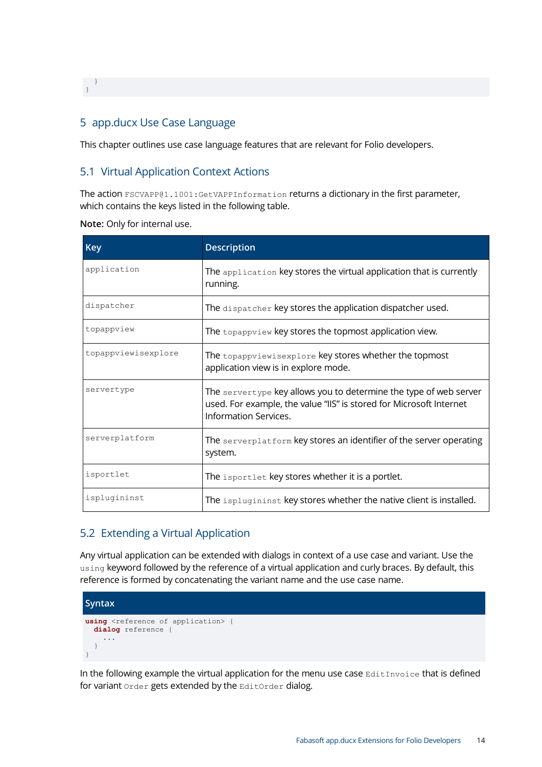```
  }
}
```

# 5 app.ducx Use Case Language

This chapter outlines use case language features that are relevant for Folio developers.

## 5.1 Virtual Application Context Actions

The action `FSCVAPP@1.1001:GetVAPPInformation` returns a dictionary in the first parameter, which contains the keys listed in the following table.

**Note:** Only for internal use.

| Key | Description |
|---|---|
| `application` | The `application` key stores the virtual application that is currently running. |
| `dispatcher` | The `dispatcher` key stores the application dispatcher used. |
| `topappview` | The `topappview` key stores the topmost application view. |
| `topappviewisexplore` | The `topappviewisexplore` key stores whether the topmost application view is in explore mode. |
| `servertype` | The `servertype` key allows you to determine the type of web server used. For example, the value “IIS” is stored for Microsoft Internet Information Services. |
| `serverplatform` | The `serverplatform` key stores an identifier of the server operating system. |
| `isportlet` | The `isportlet` key stores whether it is a portlet. |
| `ispluginninst` | The `ispluginninst` key stores whether the native client is installed. |

## 5.2 Extending a Virtual Application

Any virtual application can be extended with dialogs in context of a use case and variant. Use the `using` keyword followed by the reference of a virtual application and curly braces. By default, this reference is formed by concatenating the variant name and the use case name.

**Syntax**

```
using <reference of application> {
  dialog reference {
    ...
  }
}
```

In the following example the virtual application for the menu use case `EditInvoice` that is defined for variant `Order` gets extended by the `EditOrder` dialog.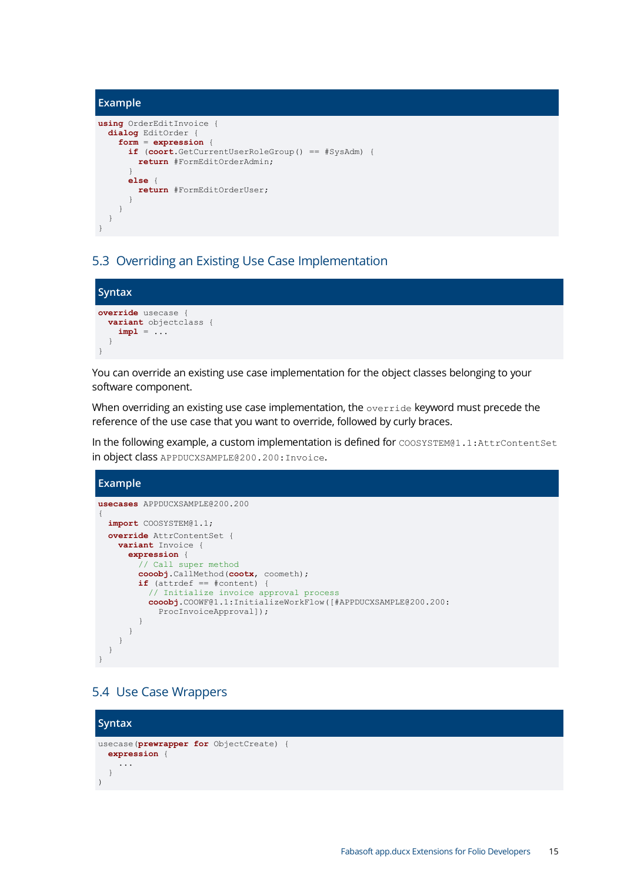**Example**

```
using OrderEditInvoice {
  dialog EditOrder {
    form = expression {
      if (coort.GetCurrentUserRoleGroup() == #SysAdm) {
        return #FormEditOrderAdmin;
      }
      else {
        return #FormEditOrderUser;
      }
    }
  }
}
```

## 5.3 Overriding an Existing Use Case Implementation

**Syntax**

```
override usecase {
  variant objectclass {
    impl = ...
  }
}
```

You can override an existing use case implementation for the object classes belonging to your software component.

When overriding an existing use case implementation, the `override` keyword must precede the reference of the use case that you want to override, followed by curly braces.

In the following example, a custom implementation is defined for `COOSYSTEM@1.1:AttrContentSet` in object class `APPDUCXSAMPLE@200.200:Invoice`.

**Example**

```
usecases APPDUCXSAMPLE@200.200
{
  import COOSYSTEM@1.1;
  override AttrContentSet {
    variant Invoice {
      expression {
        // Call super method
        cooobj.CallMethod(cootx, coometh);
        if (attrdef == #content) {
          // Initialize invoice approval process
          cooobj.COOWF@1.1:InitializeWorkFlow([#APPDUCXSAMPLE@200.200:
            ProcInvoiceApproval]);
        }
      }
    }
  }
}
```

## 5.4 Use Case Wrappers

**Syntax**

```
usecase(prewrapper for ObjectCreate) {
  expression {
    ...
  }
}
```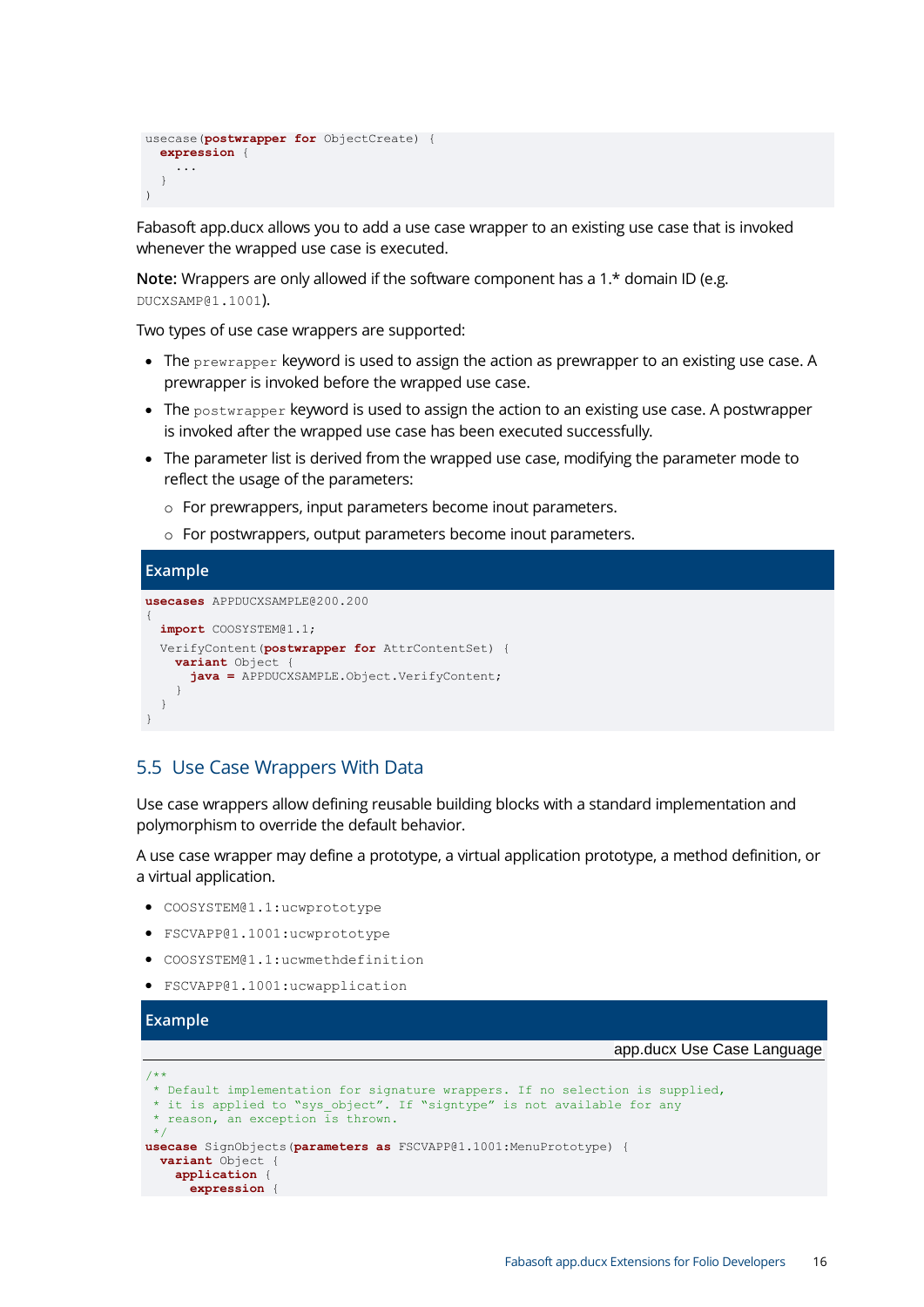```
usecase(postwrapper for ObjectCreate) {
  expression {
    ...
  }
}
```

Fabasoft app.ducx allows you to add a use case wrapper to an existing use case that is invoked whenever the wrapped use case is executed.

**Note:** Wrappers are only allowed if the software component has a 1.* domain ID (e.g. `DUCXSAMP@1.1001`).

Two types of use case wrappers are supported:

- The `prewrapper` keyword is used to assign the action as prewrapper to an existing use case. A prewrapper is invoked before the wrapped use case.
- The `postwrapper` keyword is used to assign the action to an existing use case. A postwrapper is invoked after the wrapped use case has been executed successfully.
- The parameter list is derived from the wrapped use case, modifying the parameter mode to reflect the usage of the parameters:
  - For prewrappers, input parameters become inout parameters.
  - For postwrappers, output parameters become inout parameters.

**Example**

```
usecases APPDUCXSAMPLE@200.200
{
  import COOSYSTEM@1.1;
  VerifyContent(postwrapper for AttrContentSet) {
    variant Object {
      java = APPDUCXSAMPLE.Object.VerifyContent;
    }
  }
}
```

## 5.5 Use Case Wrappers With Data

Use case wrappers allow defining reusable building blocks with a standard implementation and polymorphism to override the default behavior.

A use case wrapper may define a prototype, a virtual application prototype, a method definition, or a virtual application.

- `COOSYSTEM@1.1:ucwprototype`
- `FSCVAPP@1.1001:ucwprototype`
- `COOSYSTEM@1.1:ucwmethdefinition`
- `FSCVAPP@1.1001:ucwapplication`

**Example**

app.ducx Use Case Language

```
/**
 * Default implementation for signature wrappers. If no selection is supplied,
 * it is applied to "sys_object". If "signtype" is not available for any
 * reason, an exception is thrown.
 */
usecase SignObjects(parameters as FSCVAPP@1.1001:MenuPrototype) {
  variant Object {
    application {
      expression {
```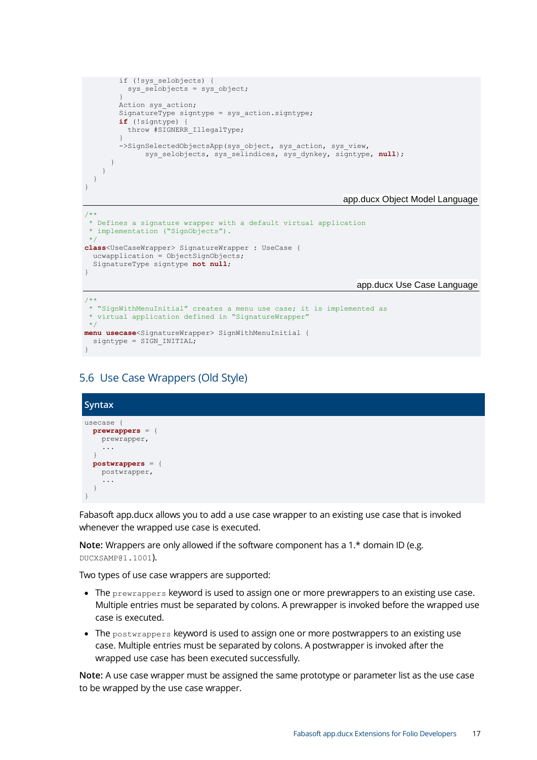```
        if (!sys_selobjects) {
          sys_selobjects = sys_object;
        }
        Action sys_action;
        SignatureType signtype = sys_action.signtype;
        if (!signtype) {
          throw #SIGNERR_IllegalType;
        }
        ->SignSelectedObjectsApp(sys_object, sys_action, sys_view,
              sys_selobjects, sys_selindices, sys_dynkey, signtype, null);
      }
    }
  }
}
```

app.ducx Object Model Language

```
/**
 * Defines a signature wrapper with a default virtual application
 * implementation ("SignObjects").
 */
class<UseCaseWrapper> SignatureWrapper : UseCase {
  ucwapplication = ObjectSignObjects;
  SignatureType signtype not null;
}
```

app.ducx Use Case Language

```
/**
 * "SignWithMenuInitial" creates a menu use case; it is implemented as
 * virtual application defined in "SignatureWrapper"
 */
menu usecase<SignatureWrapper> SignWithMenuInitial {
  signtype = SIGN_INITIAL;
}
```

## 5.6 Use Case Wrappers (Old Style)

**Syntax**

```
usecase {
  prewrappers = {
    prewrapper,
    ...
  }
  postwrappers = {
    postwrapper,
    ...
  }
}
```

Fabasoft app.ducx allows you to add a use case wrapper to an existing use case that is invoked whenever the wrapped use case is executed.

**Note:** Wrappers are only allowed if the software component has a 1.* domain ID (e.g. `DUCXSAMP@1.1001`).

Two types of use case wrappers are supported:

- The `prewrappers` keyword is used to assign one or more prewrappers to an existing use case. Multiple entries must be separated by colons. A prewrapper is invoked before the wrapped use case is executed.
- The `postwrappers` keyword is used to assign one or more postwrappers to an existing use case. Multiple entries must be separated by colons. A postwrapper is invoked after the wrapped use case has been executed successfully.

**Note:** A use case wrapper must be assigned the same prototype or parameter list as the use case to be wrapped by the use case wrapper.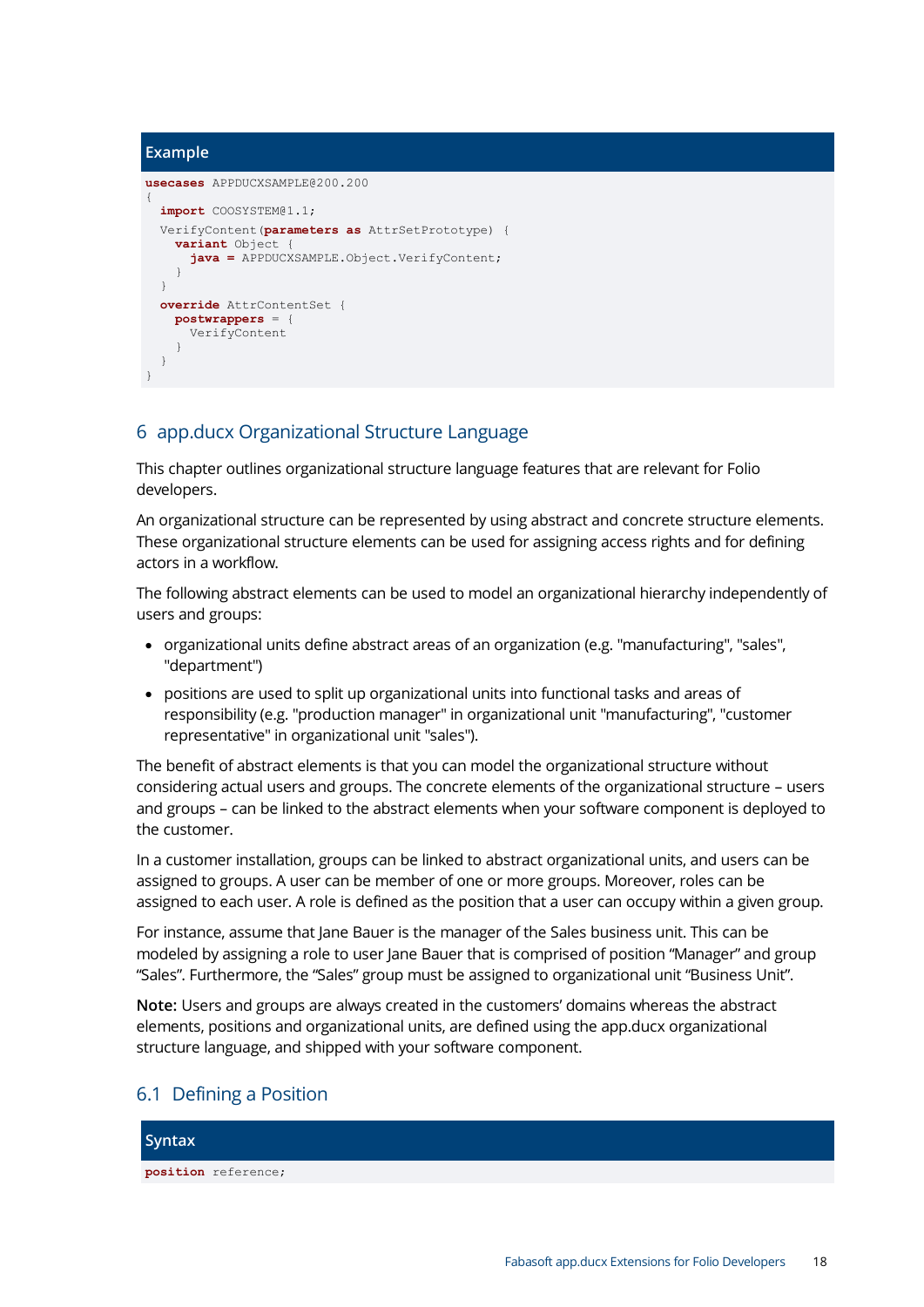**Example**

```
usecases APPDUCXSAMPLE@200.200
{
  import COOSYSTEM@1.1;
  VerifyContent(parameters as AttrSetPrototype) {
    variant Object {
      java = APPDUCXSAMPLE.Object.VerifyContent;
    }
  }
  override AttrContentSet {
    postwrappers = {
      VerifyContent
    }
  }
}
```

# 6 app.ducx Organizational Structure Language

This chapter outlines organizational structure language features that are relevant for Folio developers.

An organizational structure can be represented by using abstract and concrete structure elements. These organizational structure elements can be used for assigning access rights and for defining actors in a workflow.

The following abstract elements can be used to model an organizational hierarchy independently of users and groups:

- organizational units define abstract areas of an organization (e.g. "manufacturing", "sales", "department")
- positions are used to split up organizational units into functional tasks and areas of responsibility (e.g. "production manager" in organizational unit "manufacturing", "customer representative" in organizational unit "sales").

The benefit of abstract elements is that you can model the organizational structure without considering actual users and groups. The concrete elements of the organizational structure – users and groups – can be linked to the abstract elements when your software component is deployed to the customer.

In a customer installation, groups can be linked to abstract organizational units, and users can be assigned to groups. A user can be member of one or more groups. Moreover, roles can be assigned to each user. A role is defined as the position that a user can occupy within a given group.

For instance, assume that Jane Bauer is the manager of the Sales business unit. This can be modeled by assigning a role to user Jane Bauer that is comprised of position "Manager" and group "Sales". Furthermore, the "Sales" group must be assigned to organizational unit "Business Unit".

**Note:** Users and groups are always created in the customers' domains whereas the abstract elements, positions and organizational units, are defined using the app.ducx organizational structure language, and shipped with your software component.

## 6.1 Defining a Position

**Syntax**

```
position reference;
```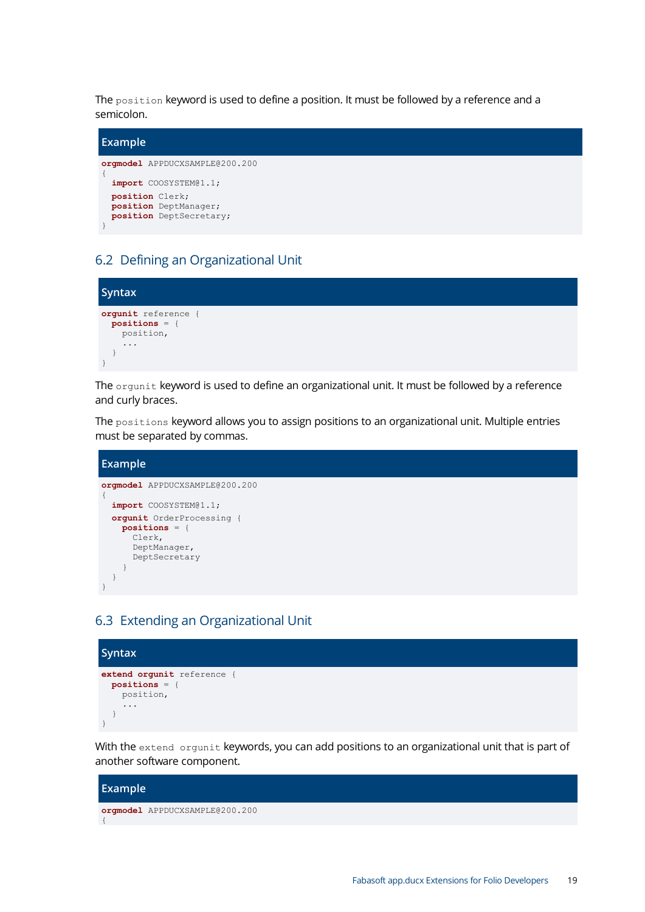The `position` keyword is used to define a position. It must be followed by a reference and a semicolon.

**Example**

```
orgmodel APPDUCXSAMPLE@200.200
{
  import COOSYSTEM@1.1;
  position Clerk;
  position DeptManager;
  position DeptSecretary;
}
```

## 6.2 Defining an Organizational Unit

**Syntax**

```
orgunit reference {
  positions = {
    position,
    ...
  }
}
```

The `orgunit` keyword is used to define an organizational unit. It must be followed by a reference and curly braces.

The `positions` keyword allows you to assign positions to an organizational unit. Multiple entries must be separated by commas.

**Example**

```
orgmodel APPDUCXSAMPLE@200.200
{
  import COOSYSTEM@1.1;
  orgunit OrderProcessing {
    positions = {
      Clerk,
      DeptManager,
      DeptSecretary
    }
  }
}
```

## 6.3 Extending an Organizational Unit

**Syntax**

```
extend orgunit reference {
  positions = {
    position,
    ...
  }
}
```

With the `extend orgunit` keywords, you can add positions to an organizational unit that is part of another software component.

**Example**

```
orgmodel APPDUCXSAMPLE@200.200
{
```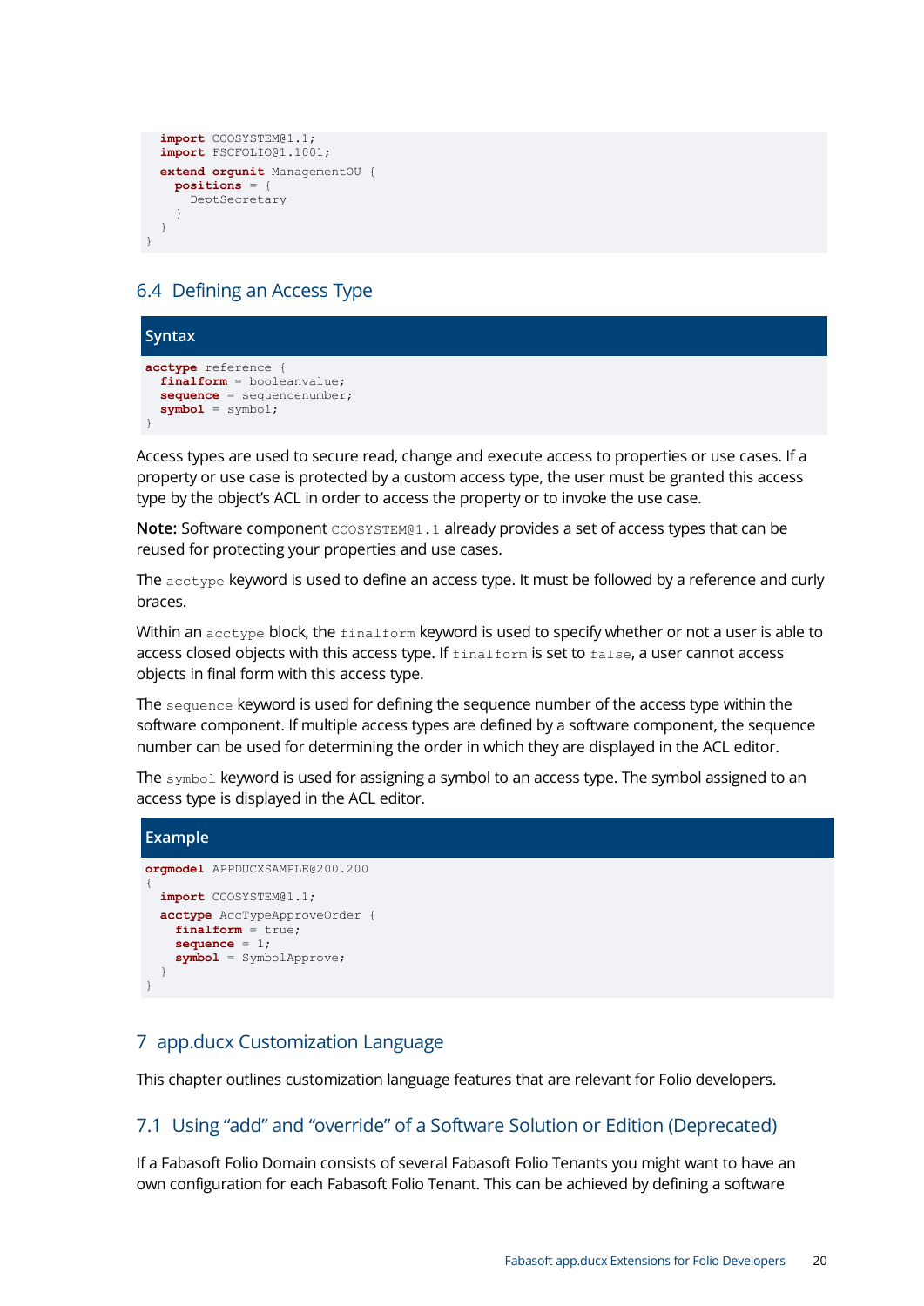```
  import COOSYSTEM@1.1;
  import FSCFOLIO@1.1001;
  extend orgunit ManagementOU {
    positions = {
      DeptSecretary
    }
  }
}
```

## 6.4 Defining an Access Type

**Syntax**

```
acctype reference {
  finalform = booleanvalue;
  sequence = sequencenumber;
  symbol = symbol;
}
```

Access types are used to secure read, change and execute access to properties or use cases. If a property or use case is protected by a custom access type, the user must be granted this access type by the object's ACL in order to access the property or to invoke the use case.

**Note:** Software component `COOSYSTEM@1.1` already provides a set of access types that can be reused for protecting your properties and use cases.

The `acctype` keyword is used to define an access type. It must be followed by a reference and curly braces.

Within an `acctype` block, the `finalform` keyword is used to specify whether or not a user is able to access closed objects with this access type. If `finalform` is set to `false`, a user cannot access objects in final form with this access type.

The `sequence` keyword is used for defining the sequence number of the access type within the software component. If multiple access types are defined by a software component, the sequence number can be used for determining the order in which they are displayed in the ACL editor.

The `symbol` keyword is used for assigning a symbol to an access type. The symbol assigned to an access type is displayed in the ACL editor.

**Example**

```
orgmodel APPDUCXSAMPLE@200.200
{
  import COOSYSTEM@1.1;
  acctype AccTypeApproveOrder {
    finalform = true;
    sequence = 1;
    symbol = SymbolApprove;
  }
}
```

# 7 app.ducx Customization Language

This chapter outlines customization language features that are relevant for Folio developers.

## 7.1 Using "add" and "override" of a Software Solution or Edition (Deprecated)

If a Fabasoft Folio Domain consists of several Fabasoft Folio Tenants you might want to have an own configuration for each Fabasoft Folio Tenant. This can be achieved by defining a software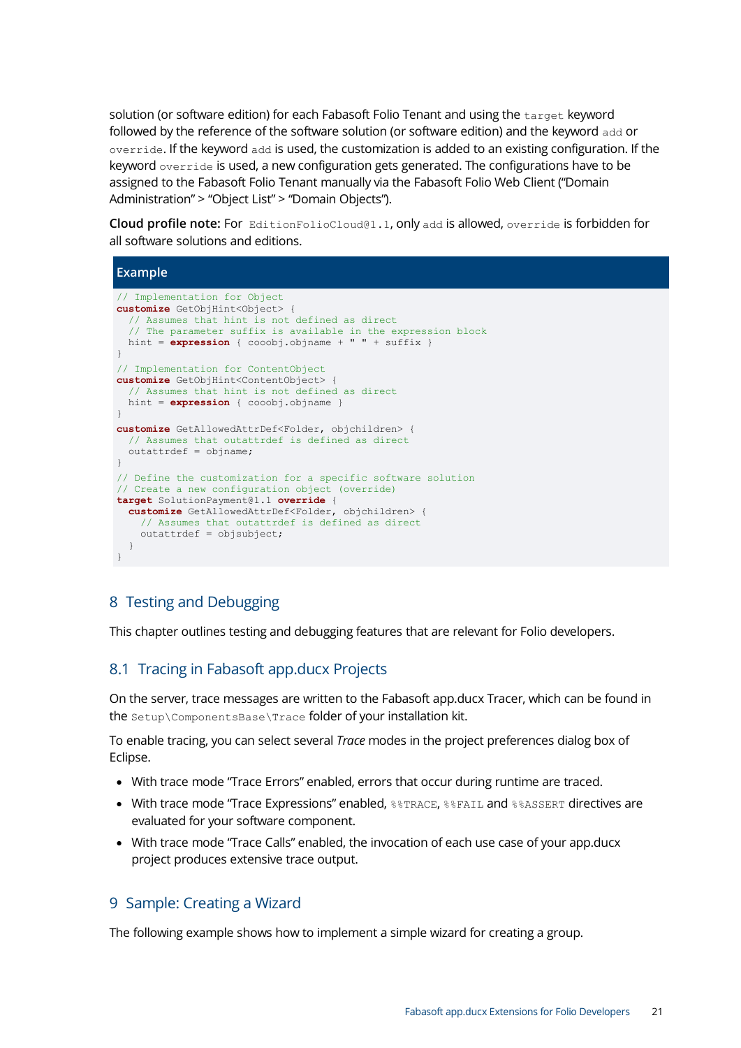solution (or software edition) for each Fabasoft Folio Tenant and using the `target` keyword followed by the reference of the software solution (or software edition) and the keyword `add` or `override`. If the keyword `add` is used, the customization is added to an existing configuration. If the keyword `override` is used, a new configuration gets generated. The configurations have to be assigned to the Fabasoft Folio Tenant manually via the Fabasoft Folio Web Client ("Domain Administration" > "Object List" > "Domain Objects").

**Cloud profile note:** For `EditionFolioCloud@1.1`, only `add` is allowed, `override` is forbidden for all software solutions and editions.

**Example**

```
// Implementation for Object
customize GetObjHint<Object> {
  // Assumes that hint is not defined as direct
  // The parameter suffix is available in the expression block
  hint = expression { cooobj.objname + " " + suffix }
}
// Implementation for ContentObject
customize GetObjHint<ContentObject> {
  // Assumes that hint is not defined as direct
  hint = expression { cooobj.objname }
}
customize GetAllowedAttrDef<Folder, objchildren> {
  // Assumes that outattrdef is defined as direct
  outattrdef = objname;
}
// Define the customization for a specific software solution
// Create a new configuration object (override)
target SolutionPayment@1.1 override {
  customize GetAllowedAttrDef<Folder, objchildren> {
    // Assumes that outattrdef is defined as direct
    outattrdef = objsubject;
  }
}
```

# 8 Testing and Debugging

This chapter outlines testing and debugging features that are relevant for Folio developers.

## 8.1 Tracing in Fabasoft app.ducx Projects

On the server, trace messages are written to the Fabasoft app.ducx Tracer, which can be found in the `Setup\ComponentsBase\Trace` folder of your installation kit.

To enable tracing, you can select several *Trace* modes in the project preferences dialog box of Eclipse.

- With trace mode "Trace Errors" enabled, errors that occur during runtime are traced.
- With trace mode "Trace Expressions" enabled, `%%TRACE`, `%%FAIL` and `%%ASSERT` directives are evaluated for your software component.
- With trace mode "Trace Calls" enabled, the invocation of each use case of your app.ducx project produces extensive trace output.

# 9 Sample: Creating a Wizard

The following example shows how to implement a simple wizard for creating a group.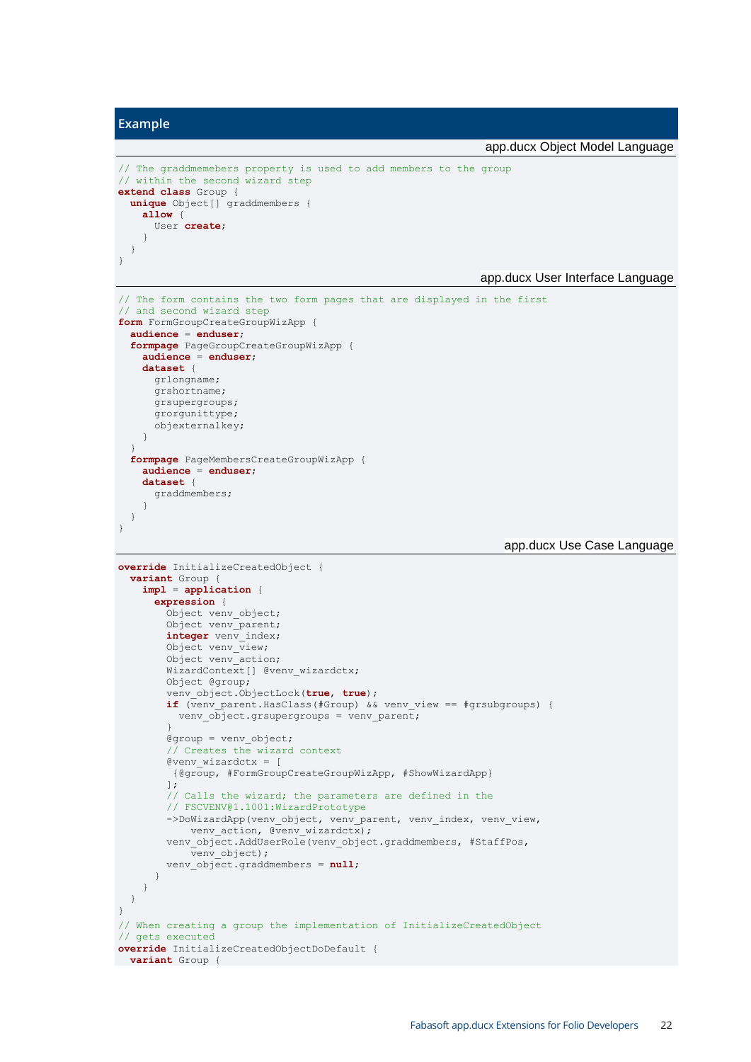**Example**

app.ducx Object Model Language

```
// The graddmemebers property is used to add members to the group
// within the second wizard step
extend class Group {
  unique Object[] graddmembers {
    allow {
      User create;
    }
  }
}
```

app.ducx User Interface Language

```
// The form contains the two form pages that are displayed in the first
// and second wizard step
form FormGroupCreateGroupWizApp {
  audience = enduser;
  formpage PageGroupCreateGroupWizApp {
    audience = enduser;
    dataset {
      grlongname;
      grshortname;
      grsupergroups;
      grorgunittype;
      objexternalkey;
    }
  }
  formpage PageMembersCreateGroupWizApp {
    audience = enduser;
    dataset {
      graddmembers;
    }
  }
}
```

app.ducx Use Case Language

```
override InitializeCreatedObject {
  variant Group {
    impl = application {
      expression {
        Object venv_object;
        Object venv_parent;
        integer venv_index;
        Object venv_view;
        Object venv_action;
        WizardContext[] @venv_wizardctx;
        Object @group;
        venv_object.ObjectLock(true, true);
        if (venv_parent.HasClass(#Group) && venv_view == #grsubgroups) {
          venv_object.grsupergroups = venv_parent;
        }
        @group = venv_object;
        // Creates the wizard context
        @venv_wizardctx = [
         {@group, #FormGroupCreateGroupWizApp, #ShowWizardApp}
        ];
        // Calls the wizard; the parameters are defined in the
        // FSCVENV@1.1001:WizardPrototype
        ->DoWizardApp(venv_object, venv_parent, venv_index, venv_view,
            venv_action, @venv_wizardctx);
        venv_object.AddUserRole(venv_object.graddmembers, #StaffPos,
            venv_object);
        venv_object.graddmembers = null;
      }
    }
  }
}
// When creating a group the implementation of InitializeCreatedObject
// gets executed
override InitializeCreatedObjectDoDefault {
  variant Group {
```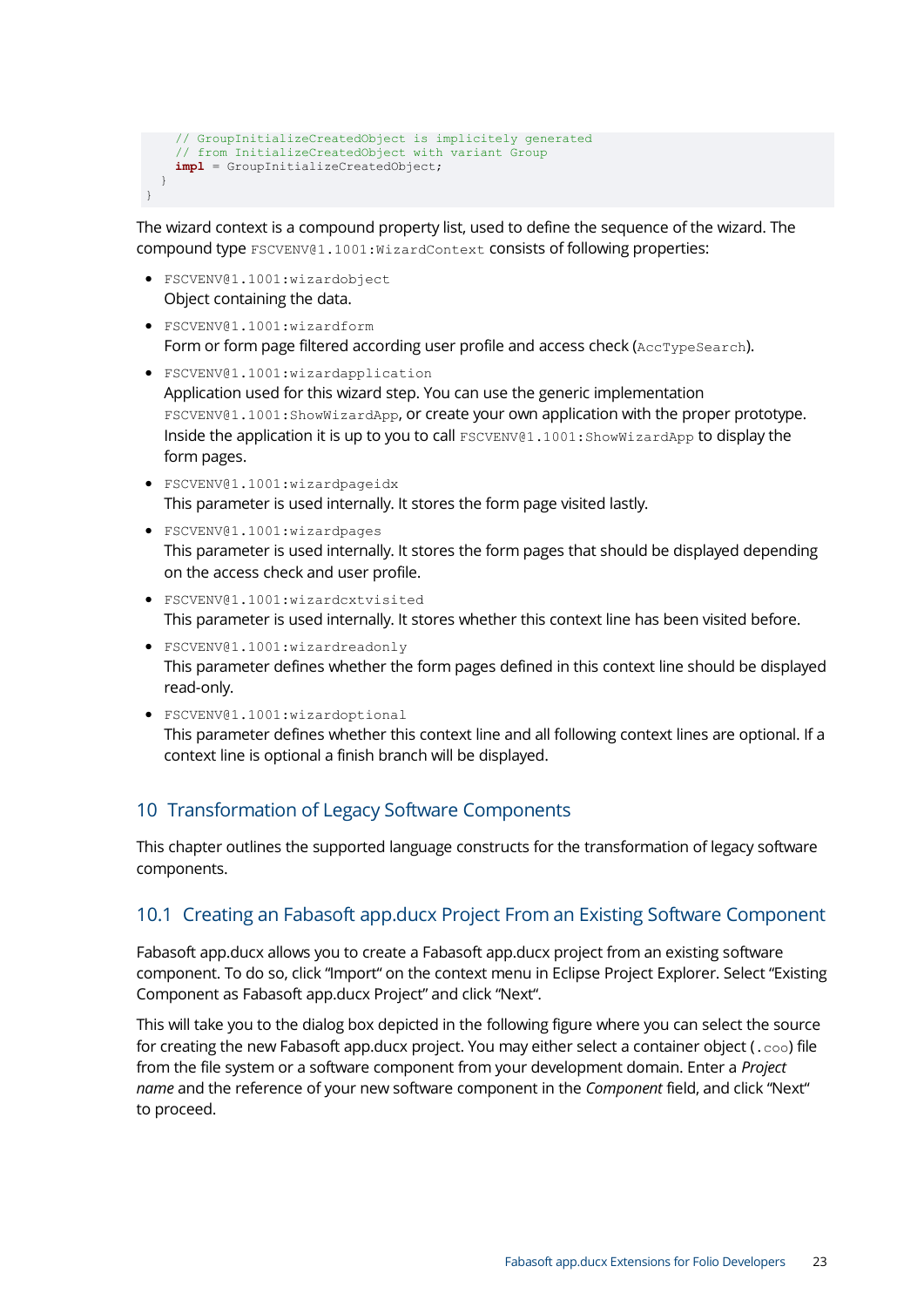```
    // GroupInitializeCreatedObject is implicitely generated
    // from InitializeCreatedObject with variant Group
    impl = GroupInitializeCreatedObject;
  }
}
```

The wizard context is a compound property list, used to define the sequence of the wizard. The compound type `FSCVENV@1.1001:WizardContext` consists of following properties:

- `FSCVENV@1.1001:wizardobject`
  Object containing the data.
- `FSCVENV@1.1001:wizardform`
  Form or form page filtered according user profile and access check (`AccTypeSearch`).
- `FSCVENV@1.1001:wizardapplication`
  Application used for this wizard step. You can use the generic implementation `FSCVENV@1.1001:ShowWizardApp`, or create your own application with the proper prototype. Inside the application it is up to you to call `FSCVENV@1.1001:ShowWizardApp` to display the form pages.
- `FSCVENV@1.1001:wizardpageidx`
  This parameter is used internally. It stores the form page visited lastly.
- `FSCVENV@1.1001:wizardpages`
  This parameter is used internally. It stores the form pages that should be displayed depending on the access check and user profile.
- `FSCVENV@1.1001:wizardcxtvisited`
  This parameter is used internally. It stores whether this context line has been visited before.
- `FSCVENV@1.1001:wizardreadonly`
  This parameter defines whether the form pages defined in this context line should be displayed read-only.
- `FSCVENV@1.1001:wizardoptional`
  This parameter defines whether this context line and all following context lines are optional. If a context line is optional a finish branch will be displayed.

# 10 Transformation of Legacy Software Components

This chapter outlines the supported language constructs for the transformation of legacy software components.

## 10.1 Creating an Fabasoft app.ducx Project From an Existing Software Component

Fabasoft app.ducx allows you to create a Fabasoft app.ducx project from an existing software component. To do so, click “Import“ on the context menu in Eclipse Project Explorer. Select “Existing Component as Fabasoft app.ducx Project” and click “Next“.

This will take you to the dialog box depicted in the following figure where you can select the source for creating the new Fabasoft app.ducx project. You may either select a container object (`.coo`) file from the file system or a software component from your development domain. Enter a *Project name* and the reference of your new software component in the *Component* field, and click “Next“ to proceed.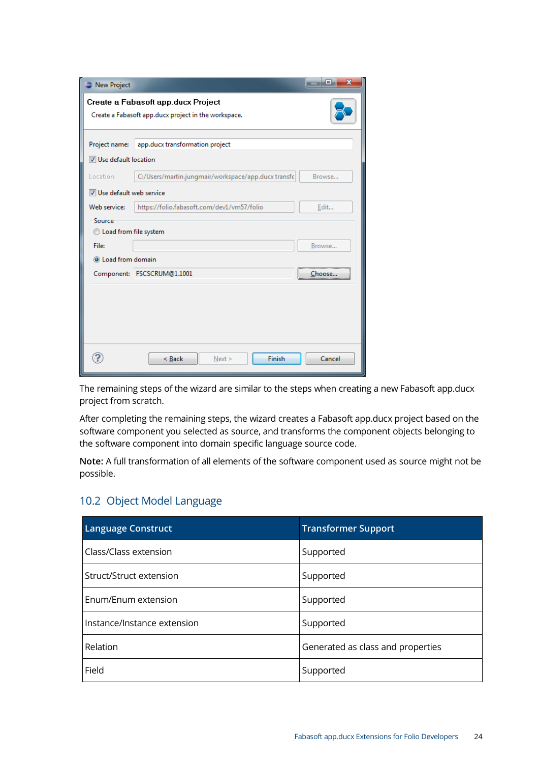The remaining steps of the wizard are similar to the steps when creating a new Fabasoft app.ducx project from scratch.

After completing the remaining steps, the wizard creates a Fabasoft app.ducx project based on the software component you selected as source, and transforms the component objects belonging to the software component into domain specific language source code.

**Note:** A full transformation of all elements of the software component used as source might not be possible.

## 10.2 Object Model Language

| Language Construct | Transformer Support |
|---|---|
| Class/Class extension | Supported |
| Struct/Struct extension | Supported |
| Enum/Enum extension | Supported |
| Instance/Instance extension | Supported |
| Relation | Generated as class and properties |
| Field | Supported |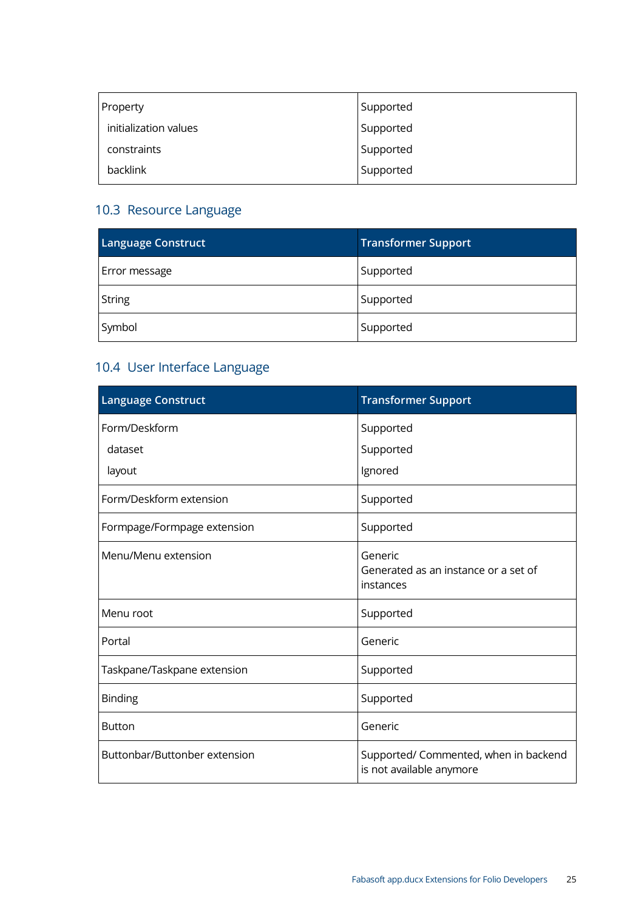| Property | Supported |
| --- | --- |
| initialization values | Supported |
| constraints | Supported |
| backlink | Supported |

## 10.3 Resource Language

| Language Construct | Transformer Support |
| --- | --- |
| Error message | Supported |
| String | Supported |
| Symbol | Supported |

## 10.4 User Interface Language

| Language Construct | Transformer Support |
| --- | --- |
| Form/Deskform<br>dataset<br>layout | Supported<br>Supported<br>Ignored |
| Form/Deskform extension | Supported |
| Formpage/Formpage extension | Supported |
| Menu/Menu extension | Generic<br>Generated as an instance or a set of instances |
| Menu root | Supported |
| Portal | Generic |
| Taskpane/Taskpane extension | Supported |
| Binding | Supported |
| Button | Generic |
| Buttonbar/Buttonber extension | Supported/ Commented, when in backend is not available anymore |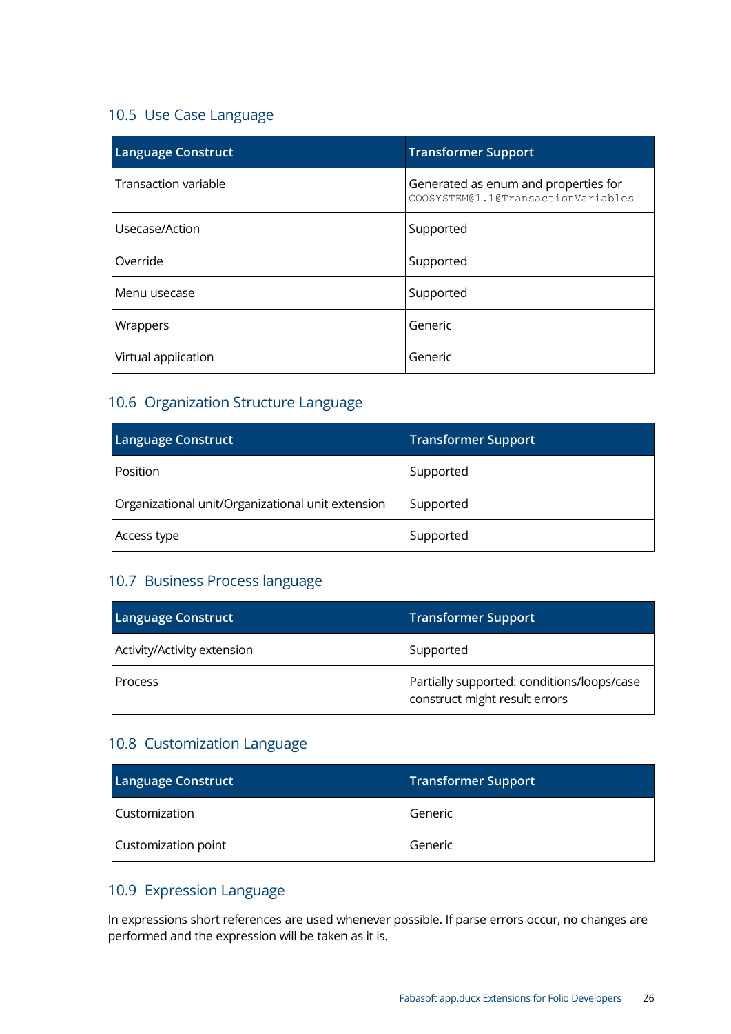## 10.5 Use Case Language

| Language Construct | Transformer Support |
|---|---|
| Transaction variable | Generated as enum and properties for `COOSYSTEM@1.1@TransactionVariables` |
| Usecase/Action | Supported |
| Override | Supported |
| Menu usecase | Supported |
| Wrappers | Generic |
| Virtual application | Generic |

## 10.6 Organization Structure Language

| Language Construct | Transformer Support |
|---|---|
| Position | Supported |
| Organizational unit/Organizational unit extension | Supported |
| Access type | Supported |

## 10.7 Business Process language

| Language Construct | Transformer Support |
|---|---|
| Activity/Activity extension | Supported |
| Process | Partially supported: conditions/loops/case construct might result errors |

## 10.8 Customization Language

| Language Construct | Transformer Support |
|---|---|
| Customization | Generic |
| Customization point | Generic |

## 10.9 Expression Language

In expressions short references are used whenever possible. If parse errors occur, no changes are performed and the expression will be taken as it is.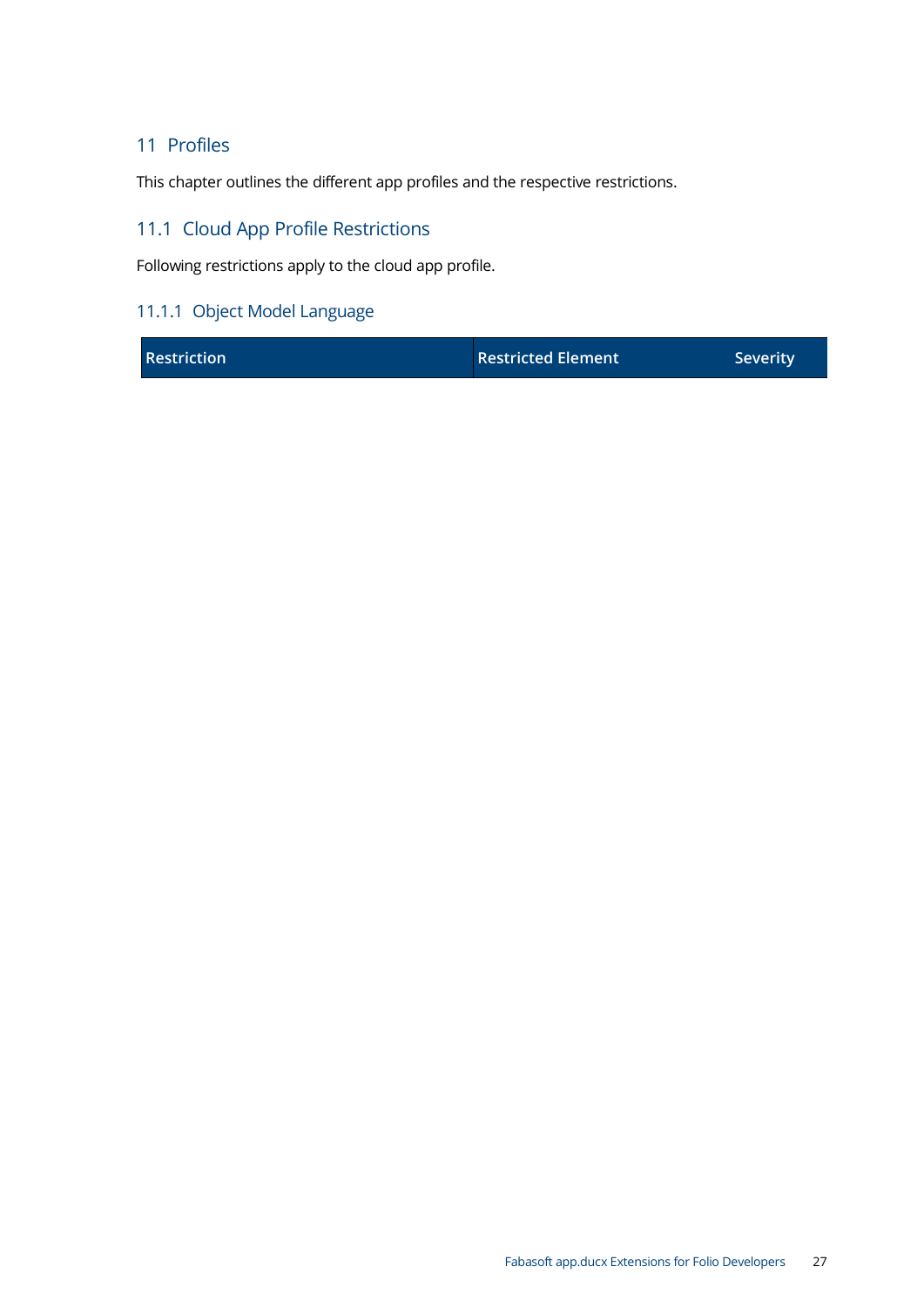# 11 Profiles

This chapter outlines the different app profiles and the respective restrictions.

## 11.1 Cloud App Profile Restrictions

Following restrictions apply to the cloud app profile.

### 11.1.1 Object Model Language

| Restriction | Restricted Element | Severity |
|---|---|---|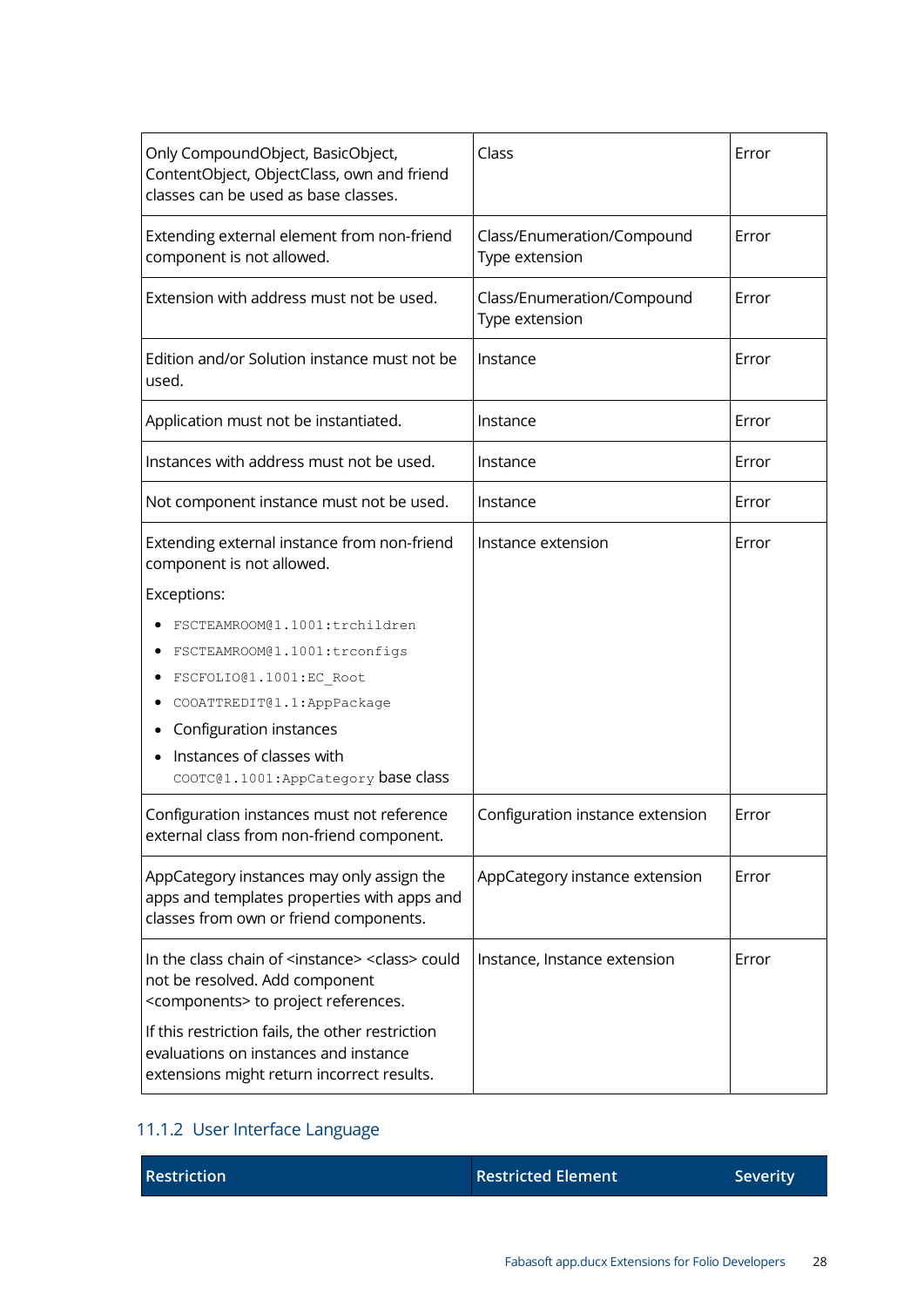| Restriction | Restricted Element | Severity |
|---|---|---|
| Only CompoundObject, BasicObject, ContentObject, ObjectClass, own and friend classes can be used as base classes. | Class | Error |
| Extending external element from non-friend component is not allowed. | Class/Enumeration/Compound Type extension | Error |
| Extension with address must not be used. | Class/Enumeration/Compound Type extension | Error |
| Edition and/or Solution instance must not be used. | Instance | Error |
| Application must not be instantiated. | Instance | Error |
| Instances with address must not be used. | Instance | Error |
| Not component instance must not be used. | Instance | Error |
| Extending external instance from non-friend component is not allowed.<br>Exceptions:<br>• `FSCTEAMROOM@1.1001:trchildren`<br>• `FSCTEAMROOM@1.1001:trconfigs`<br>• `FSCFOLIO@1.1001:EC_Root`<br>• `COOATTREDIT@1.1:AppPackage`<br>• Configuration instances<br>• Instances of classes with `COOTC@1.1001:AppCategory` base class | Instance extension | Error |
| Configuration instances must not reference external class from non-friend component. | Configuration instance extension | Error |
| AppCategory instances may only assign the apps and templates properties with apps and classes from own or friend components. | AppCategory instance extension | Error |
| In the class chain of <instance> <class> could not be resolved. Add component <components> to project references.<br>If this restriction fails, the other restriction evaluations on instances and instance extensions might return incorrect results. | Instance, Instance extension | Error |

### 11.1.2 User Interface Language

| Restriction | Restricted Element | Severity |
|---|---|---|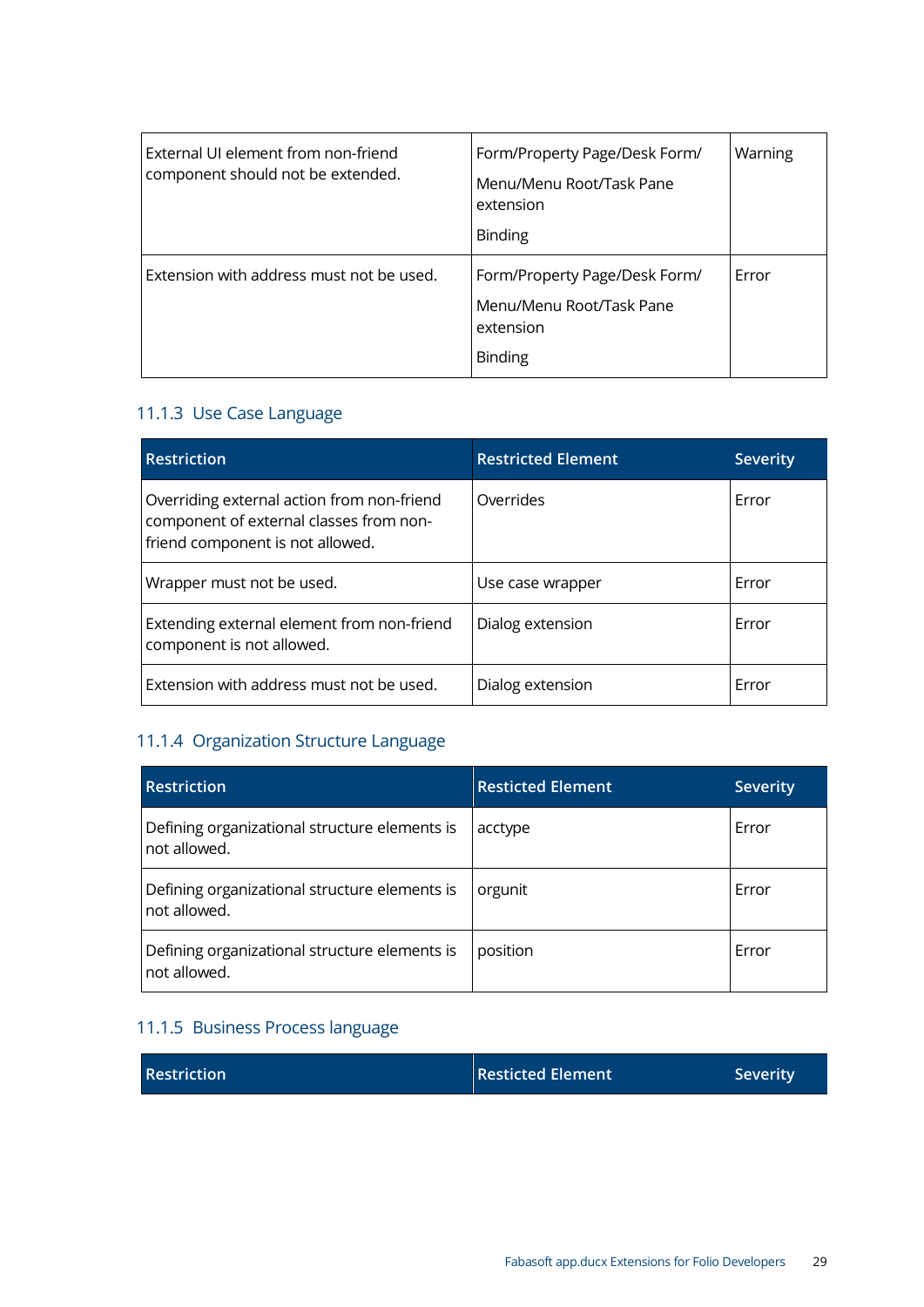| | | |
|---|---|---|
| External UI element from non-friend component should not be extended. | Form/Property Page/Desk Form/<br>Menu/Menu Root/Task Pane extension<br>Binding | Warning |
| Extension with address must not be used. | Form/Property Page/Desk Form/<br>Menu/Menu Root/Task Pane extension<br>Binding | Error |

### 11.1.3 Use Case Language

| Restriction | Restricted Element | Severity |
|---|---|---|
| Overriding external action from non-friend component of external classes from non-friend component is not allowed. | Overrides | Error |
| Wrapper must not be used. | Use case wrapper | Error |
| Extending external element from non-friend component is not allowed. | Dialog extension | Error |
| Extension with address must not be used. | Dialog extension | Error |

### 11.1.4 Organization Structure Language

| Restriction | Resticted Element | Severity |
|---|---|---|
| Defining organizational structure elements is not allowed. | acctype | Error |
| Defining organizational structure elements is not allowed. | orgunit | Error |
| Defining organizational structure elements is not allowed. | position | Error |

### 11.1.5 Business Process language

| Restriction | Resticted Element | Severity |
|---|---|---|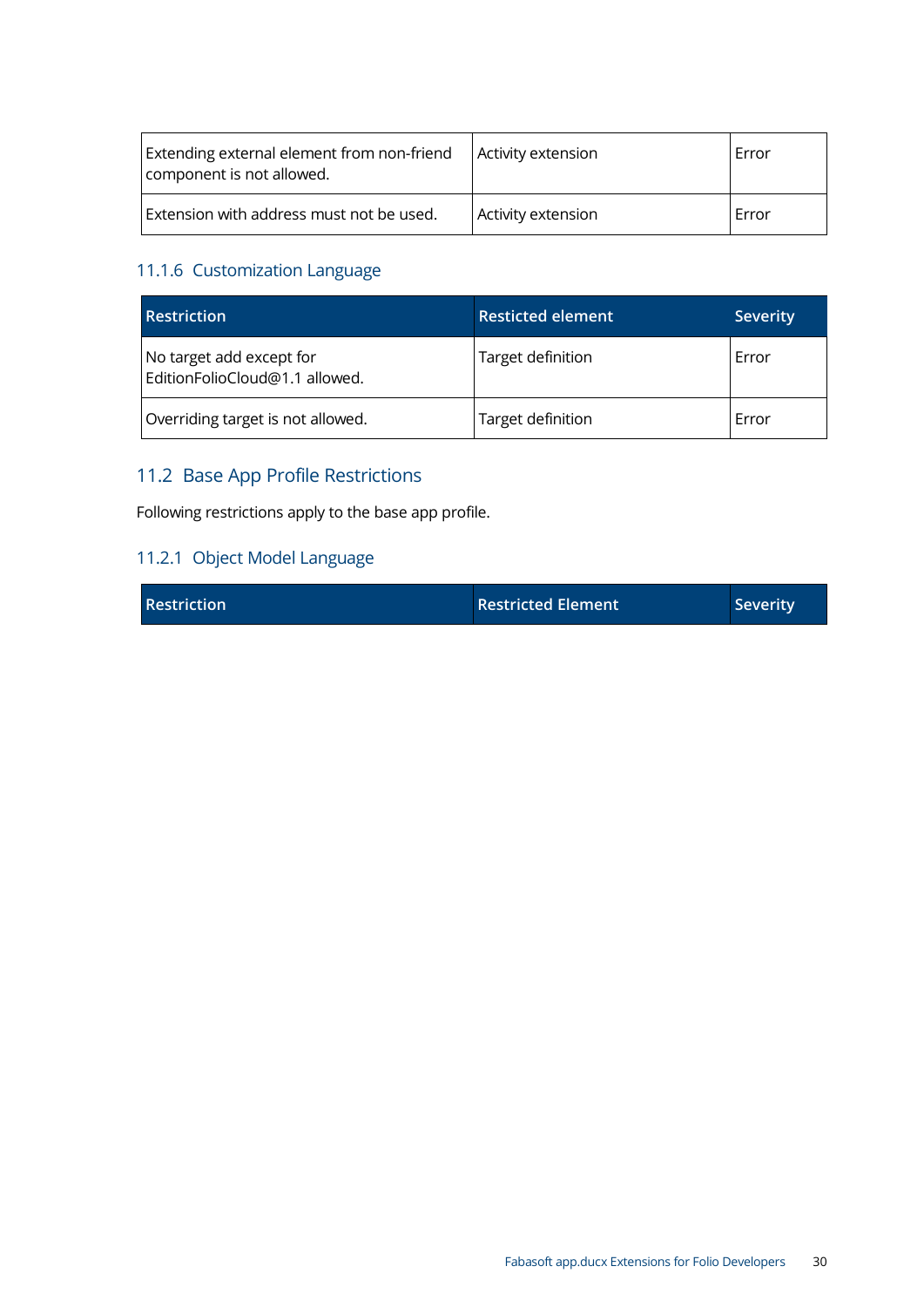| | | |
|---|---|---|
| Extending external element from non-friend component is not allowed. | Activity extension | Error |
| Extension with address must not be used. | Activity extension | Error |

### 11.1.6 Customization Language

| Restriction | Resticted element | Severity |
|---|---|---|
| No target add except for EditionFolioCloud@1.1 allowed. | Target definition | Error |
| Overriding target is not allowed. | Target definition | Error |

## 11.2 Base App Profile Restrictions

Following restrictions apply to the base app profile.

### 11.2.1 Object Model Language

| Restriction | Restricted Element | Severity |
|---|---|---|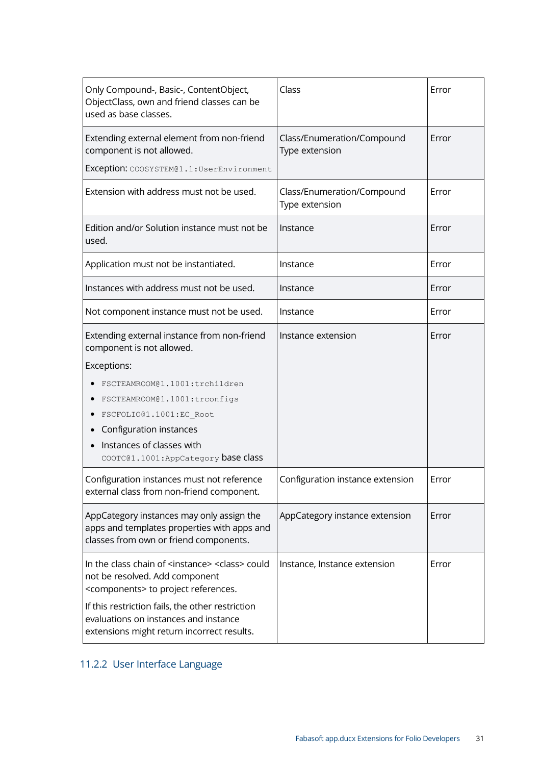| Only Compound-, Basic-, ContentObject, ObjectClass, own and friend classes can be used as base classes. | Class | Error |
|---|---|---|
| Extending external element from non-friend component is not allowed.<br><br>Exception: `COOSYSTEM@1.1:UserEnvironment` | Class/Enumeration/Compound Type extension | Error |
| Extension with address must not be used. | Class/Enumeration/Compound Type extension | Error |
| Edition and/or Solution instance must not be used. | Instance | Error |
| Application must not be instantiated. | Instance | Error |
| Instances with address must not be used. | Instance | Error |
| Not component instance must not be used. | Instance | Error |
| Extending external instance from non-friend component is not allowed.<br><br>Exceptions:<br>• `FSCTEAMROOM@1.1001:trchildren`<br>• `FSCTEAMROOM@1.1001:trconfigs`<br>• `FSCFOLIO@1.1001:EC_Root`<br>• Configuration instances<br>• Instances of classes with `COOTC@1.1001:AppCategory` base class | Instance extension | Error |
| Configuration instances must not reference external class from non-friend component. | Configuration instance extension | Error |
| AppCategory instances may only assign the apps and templates properties with apps and classes from own or friend components. | AppCategory instance extension | Error |
| In the class chain of <instance> <class> could not be resolved. Add component <components> to project references.<br><br>If this restriction fails, the other restriction evaluations on instances and instance extensions might return incorrect results. | Instance, Instance extension | Error |

### 11.2.2 User Interface Language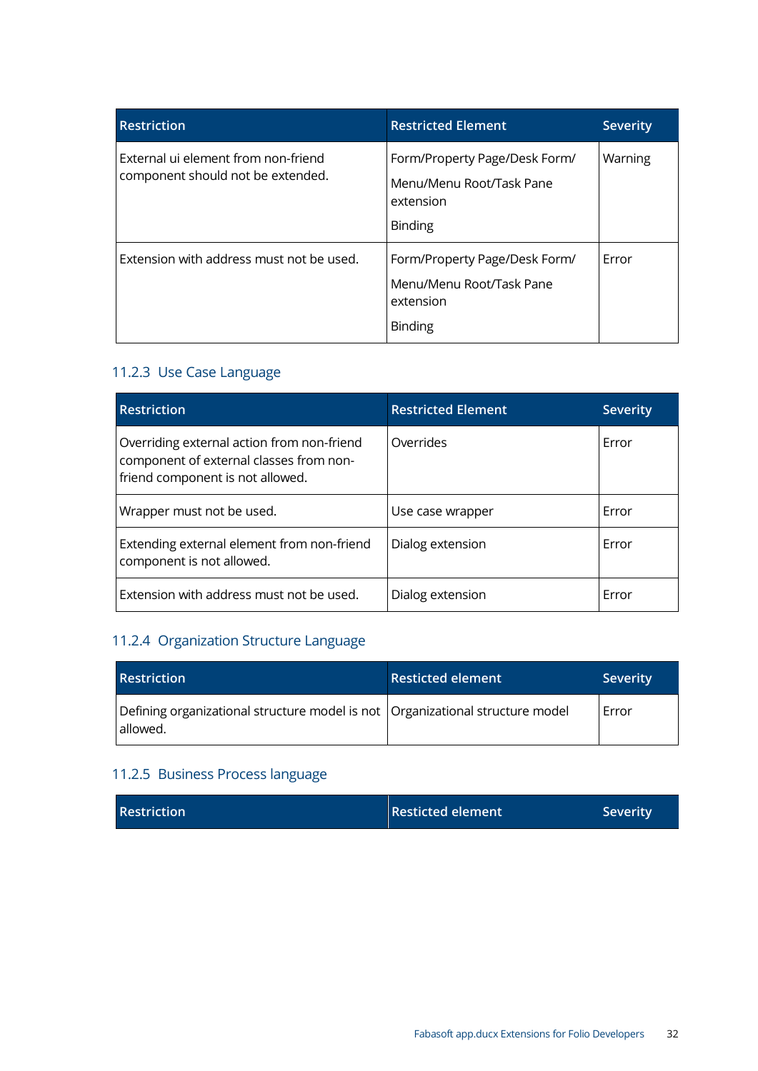| Restriction | Restricted Element | Severity |
| --- | --- | --- |
| External ui element from non-friend component should not be extended. | Form/Property Page/Desk Form/ Menu/Menu Root/Task Pane extension Binding | Warning |
| Extension with address must not be used. | Form/Property Page/Desk Form/ Menu/Menu Root/Task Pane extension Binding | Error |

### 11.2.3 Use Case Language

| Restriction | Restricted Element | Severity |
| --- | --- | --- |
| Overriding external action from non-friend component of external classes from non-friend component is not allowed. | Overrides | Error |
| Wrapper must not be used. | Use case wrapper | Error |
| Extending external element from non-friend component is not allowed. | Dialog extension | Error |
| Extension with address must not be used. | Dialog extension | Error |

### 11.2.4 Organization Structure Language

| Restriction | Resticted element | Severity |
| --- | --- | --- |
| Defining organizational structure model is not allowed. | Organizational structure model | Error |

### 11.2.5 Business Process language

| Restriction | Resticted element | Severity |
| --- | --- | --- |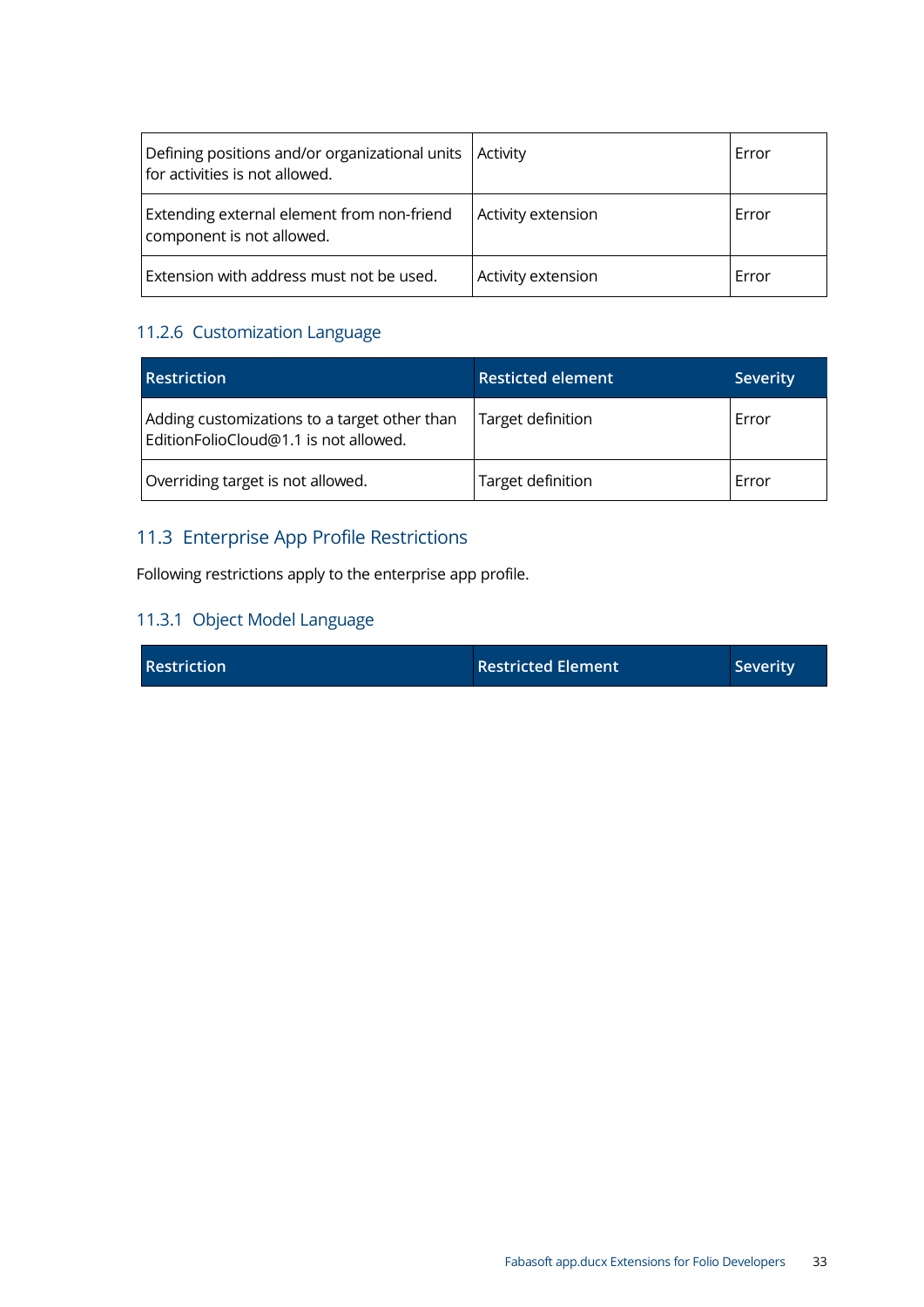| | | |
|---|---|---|
| Defining positions and/or organizational units for activities is not allowed. | Activity | Error |
| Extending external element from non-friend component is not allowed. | Activity extension | Error |
| Extension with address must not be used. | Activity extension | Error |

### 11.2.6 Customization Language

| Restriction | Resticted element | Severity |
|---|---|---|
| Adding customizations to a target other than EditionFolioCloud@1.1 is not allowed. | Target definition | Error |
| Overriding target is not allowed. | Target definition | Error |

## 11.3 Enterprise App Profile Restrictions

Following restrictions apply to the enterprise app profile.

### 11.3.1 Object Model Language

| Restriction | Restricted Element | Severity |
|---|---|---|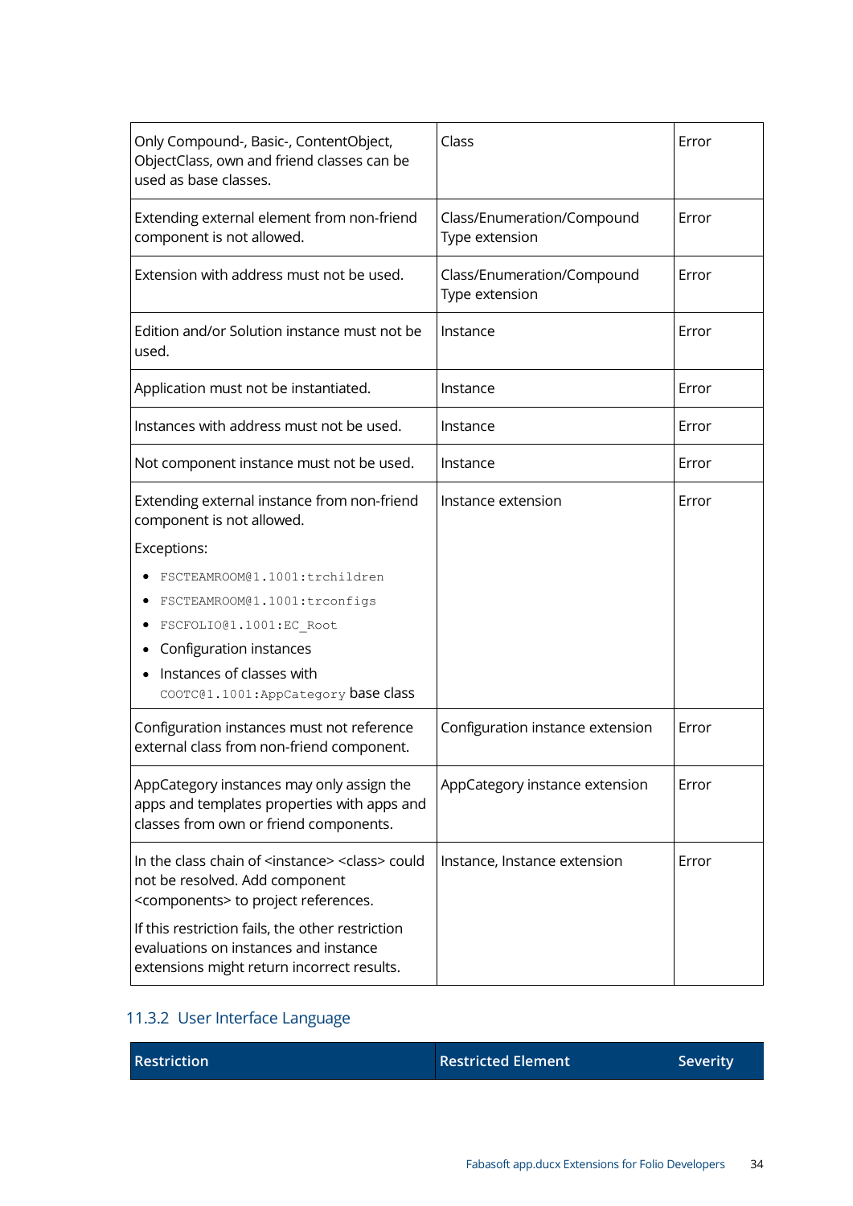| | | |
|---|---|---|
| Only Compound-, Basic-, ContentObject, ObjectClass, own and friend classes can be used as base classes. | Class | Error |
| Extending external element from non-friend component is not allowed. | Class/Enumeration/Compound Type extension | Error |
| Extension with address must not be used. | Class/Enumeration/Compound Type extension | Error |
| Edition and/or Solution instance must not be used. | Instance | Error |
| Application must not be instantiated. | Instance | Error |
| Instances with address must not be used. | Instance | Error |
| Not component instance must not be used. | Instance | Error |
| Extending external instance from non-friend component is not allowed.<br><br>Exceptions:<br>• `FSCTEAMROOM@1.1001:trchildren`<br>• `FSCTEAMROOM@1.1001:trconfigs`<br>• `FSCFOLIO@1.1001:EC_Root`<br>• Configuration instances<br>• Instances of classes with `COOTC@1.1001:AppCategory` base class | Instance extension | Error |
| Configuration instances must not reference external class from non-friend component. | Configuration instance extension | Error |
| AppCategory instances may only assign the apps and templates properties with apps and classes from own or friend components. | AppCategory instance extension | Error |
| In the class chain of <instance> <class> could not be resolved. Add component <components> to project references.<br><br>If this restriction fails, the other restriction evaluations on instances and instance extensions might return incorrect results. | Instance, Instance extension | Error |

### 11.3.2 User Interface Language

| Restriction | Restricted Element | Severity |
|---|---|---|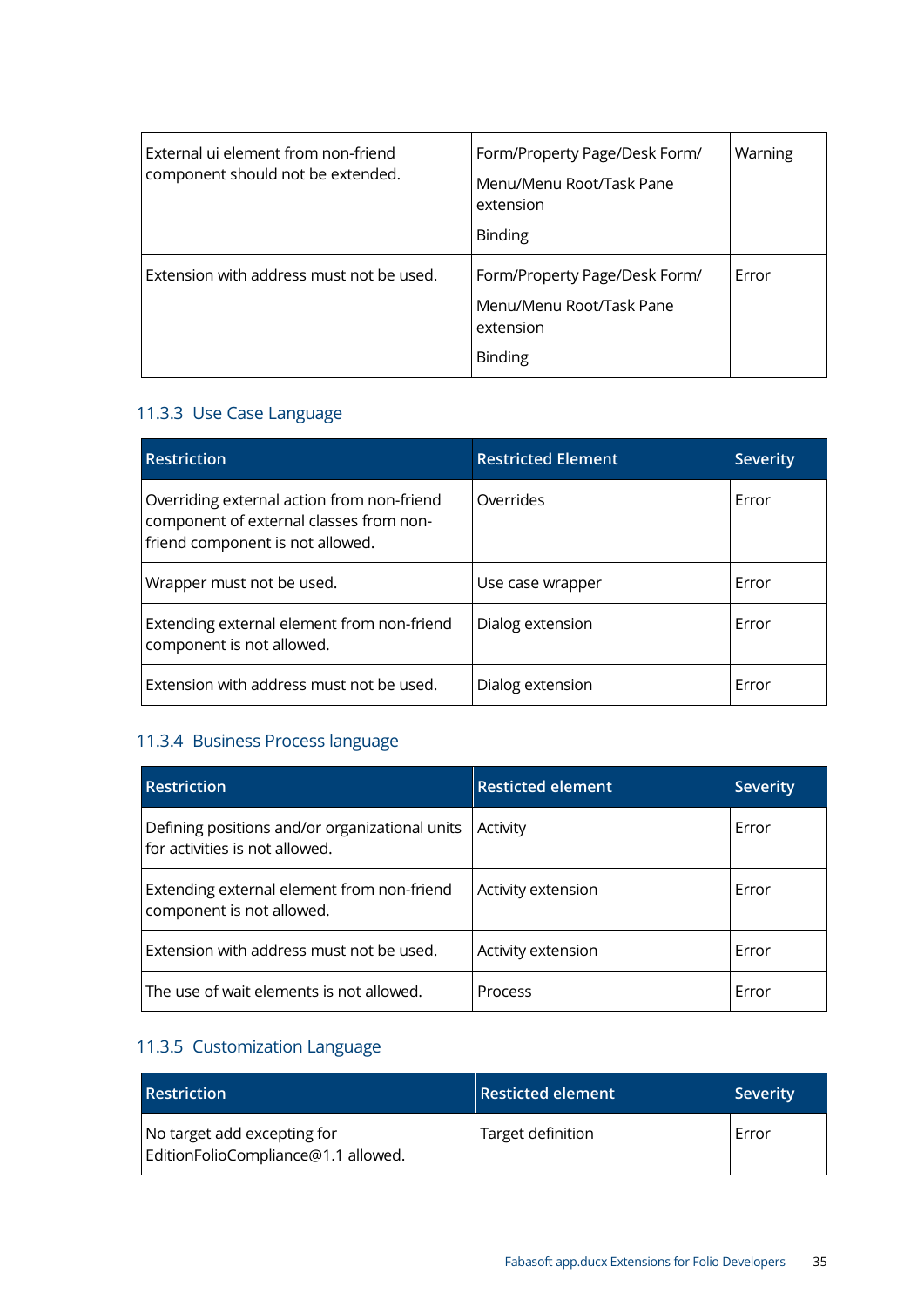| External ui element from non-friend component should not be extended. | Form/Property Page/Desk Form/ Menu/Menu Root/Task Pane extension Binding | Warning |
|---|---|---|
| Extension with address must not be used. | Form/Property Page/Desk Form/ Menu/Menu Root/Task Pane extension Binding | Error |

### 11.3.3 Use Case Language

| Restriction | Restricted Element | Severity |
|---|---|---|
| Overriding external action from non-friend component of external classes from non-friend component is not allowed. | Overrides | Error |
| Wrapper must not be used. | Use case wrapper | Error |
| Extending external element from non-friend component is not allowed. | Dialog extension | Error |
| Extension with address must not be used. | Dialog extension | Error |

### 11.3.4 Business Process language

| Restriction | Resticted element | Severity |
|---|---|---|
| Defining positions and/or organizational units for activities is not allowed. | Activity | Error |
| Extending external element from non-friend component is not allowed. | Activity extension | Error |
| Extension with address must not be used. | Activity extension | Error |
| The use of wait elements is not allowed. | Process | Error |

### 11.3.5 Customization Language

| Restriction | Resticted element | Severity |
|---|---|---|
| No target add excepting for EditionFolioCompliance@1.1 allowed. | Target definition | Error |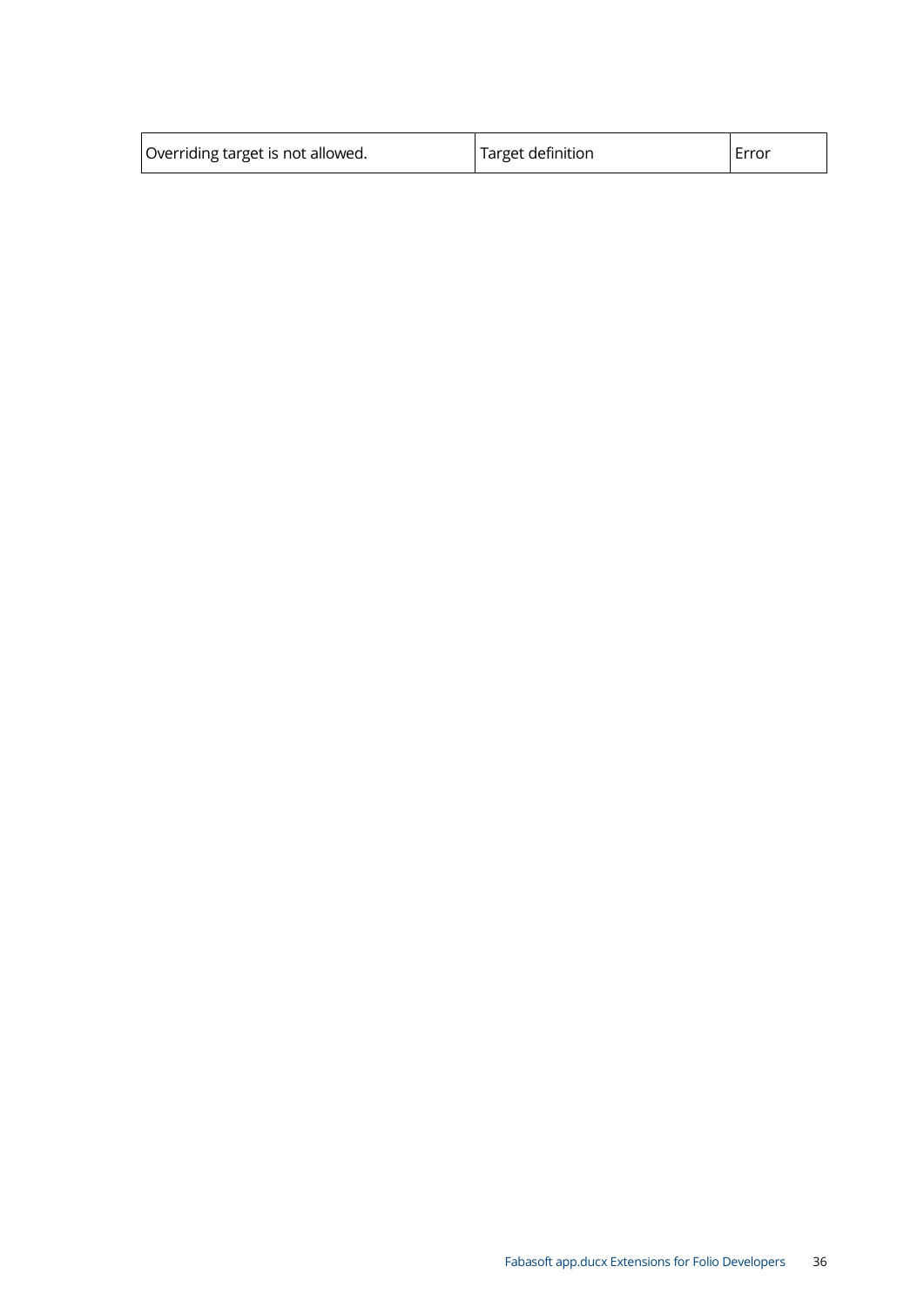| | | |
|---|---|---|
| Overriding target is not allowed. | Target definition | Error |